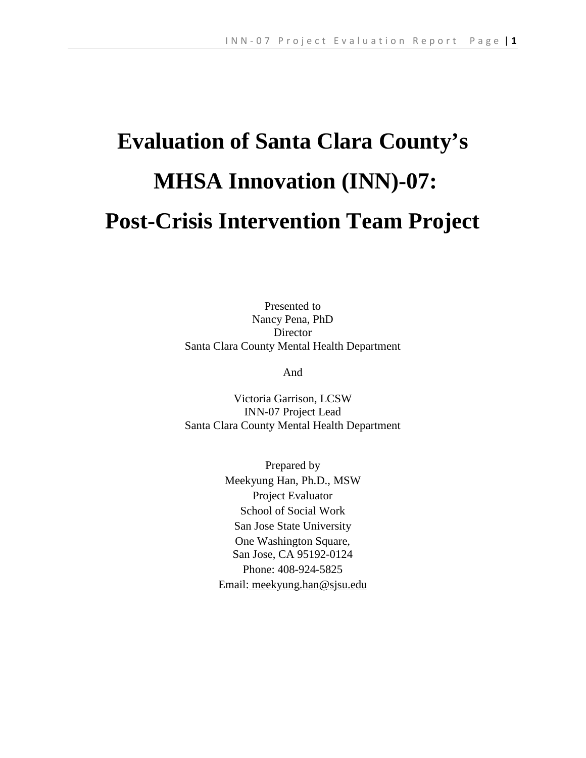# Evaluation of Santa Clara County's MHSA Innovation (INN)-07: Post-Crisis Intervention Team Project

Presented to
Nancy Pena, PhD
Director
Santa Clara County Mental Health Department

And

Victoria Garrison, LCSW
INN-07 Project Lead
Santa Clara County Mental Health Department

Prepared by
Meekyung Han, Ph.D., MSW
Project Evaluator
School of Social Work
San Jose State University
One Washington Square,
San Jose, CA 95192-0124
Phone: 408-924-5825
Email: meekyung.han@sjsu.edu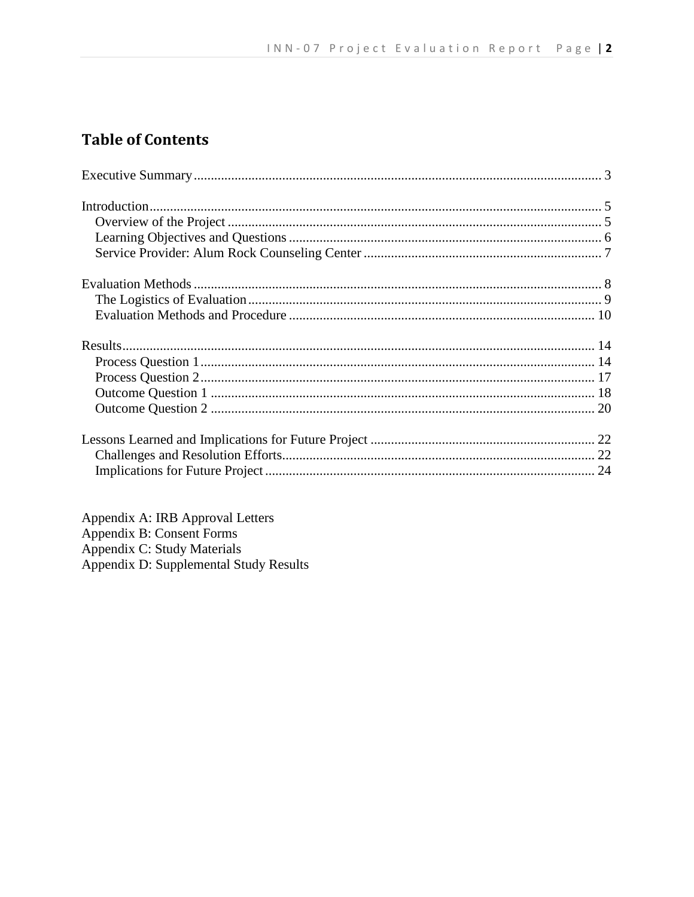## Table of Contents

Executive Summary ... 3

Introduction ... 5
- Overview of the Project ... 5
- Learning Objectives and Questions ... 6
- Service Provider: Alum Rock Counseling Center ... 7

Evaluation Methods ... 8
- The Logistics of Evaluation ... 9
- Evaluation Methods and Procedure ... 10

Results ... 14
- Process Question 1 ... 14
- Process Question 2 ... 17
- Outcome Question 1 ... 18
- Outcome Question 2 ... 20

Lessons Learned and Implications for Future Project ... 22
- Challenges and Resolution Efforts ... 22
- Implications for Future Project ... 24

Appendix A: IRB Approval Letters
Appendix B: Consent Forms
Appendix C: Study Materials
Appendix D: Supplemental Study Results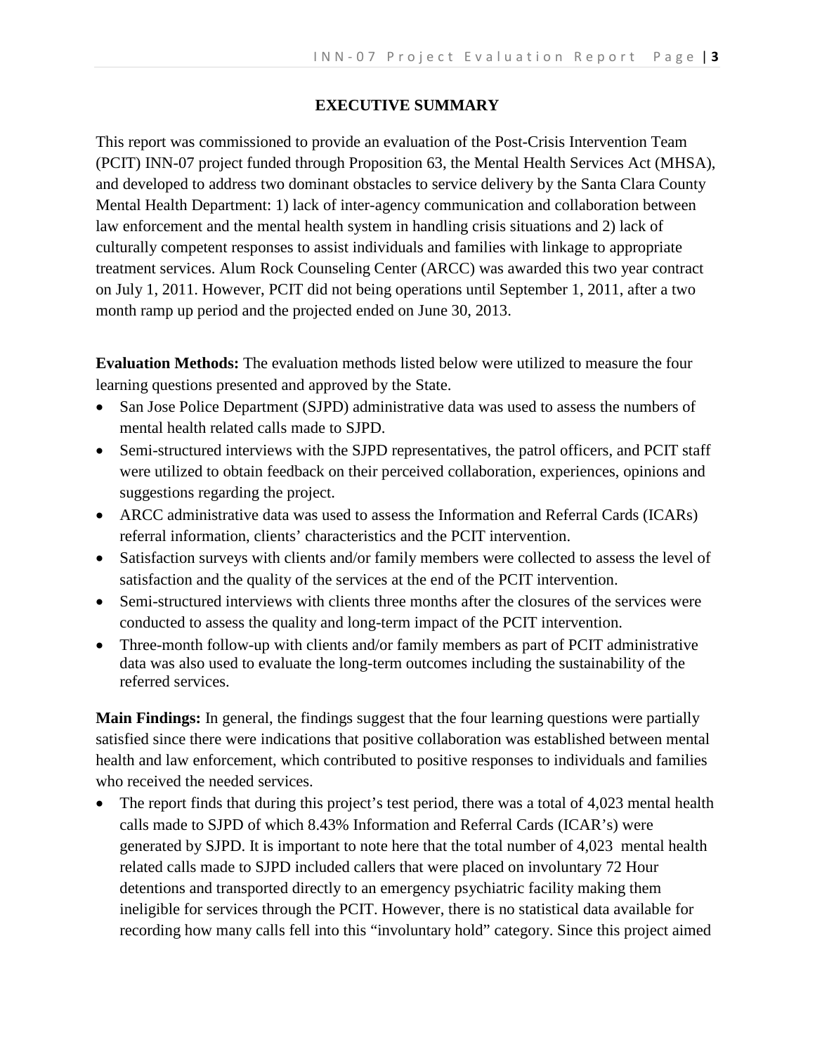## EXECUTIVE SUMMARY

This report was commissioned to provide an evaluation of the Post-Crisis Intervention Team (PCIT) INN-07 project funded through Proposition 63, the Mental Health Services Act (MHSA), and developed to address two dominant obstacles to service delivery by the Santa Clara County Mental Health Department: 1) lack of inter-agency communication and collaboration between law enforcement and the mental health system in handling crisis situations and 2) lack of culturally competent responses to assist individuals and families with linkage to appropriate treatment services. Alum Rock Counseling Center (ARCC) was awarded this two year contract on July 1, 2011. However, PCIT did not being operations until September 1, 2011, after a two month ramp up period and the projected ended on June 30, 2013.

**Evaluation Methods:** The evaluation methods listed below were utilized to measure the four learning questions presented and approved by the State.

- San Jose Police Department (SJPD) administrative data was used to assess the numbers of mental health related calls made to SJPD.
- Semi-structured interviews with the SJPD representatives, the patrol officers, and PCIT staff were utilized to obtain feedback on their perceived collaboration, experiences, opinions and suggestions regarding the project.
- ARCC administrative data was used to assess the Information and Referral Cards (ICARs) referral information, clients' characteristics and the PCIT intervention.
- Satisfaction surveys with clients and/or family members were collected to assess the level of satisfaction and the quality of the services at the end of the PCIT intervention.
- Semi-structured interviews with clients three months after the closures of the services were conducted to assess the quality and long-term impact of the PCIT intervention.
- Three-month follow-up with clients and/or family members as part of PCIT administrative data was also used to evaluate the long-term outcomes including the sustainability of the referred services.

**Main Findings:** In general, the findings suggest that the four learning questions were partially satisfied since there were indications that positive collaboration was established between mental health and law enforcement, which contributed to positive responses to individuals and families who received the needed services.

- The report finds that during this project's test period, there was a total of 4,023 mental health calls made to SJPD of which 8.43% Information and Referral Cards (ICAR's) were generated by SJPD. It is important to note here that the total number of 4,023 mental health related calls made to SJPD included callers that were placed on involuntary 72 Hour detentions and transported directly to an emergency psychiatric facility making them ineligible for services through the PCIT. However, there is no statistical data available for recording how many calls fell into this "involuntary hold" category. Since this project aimed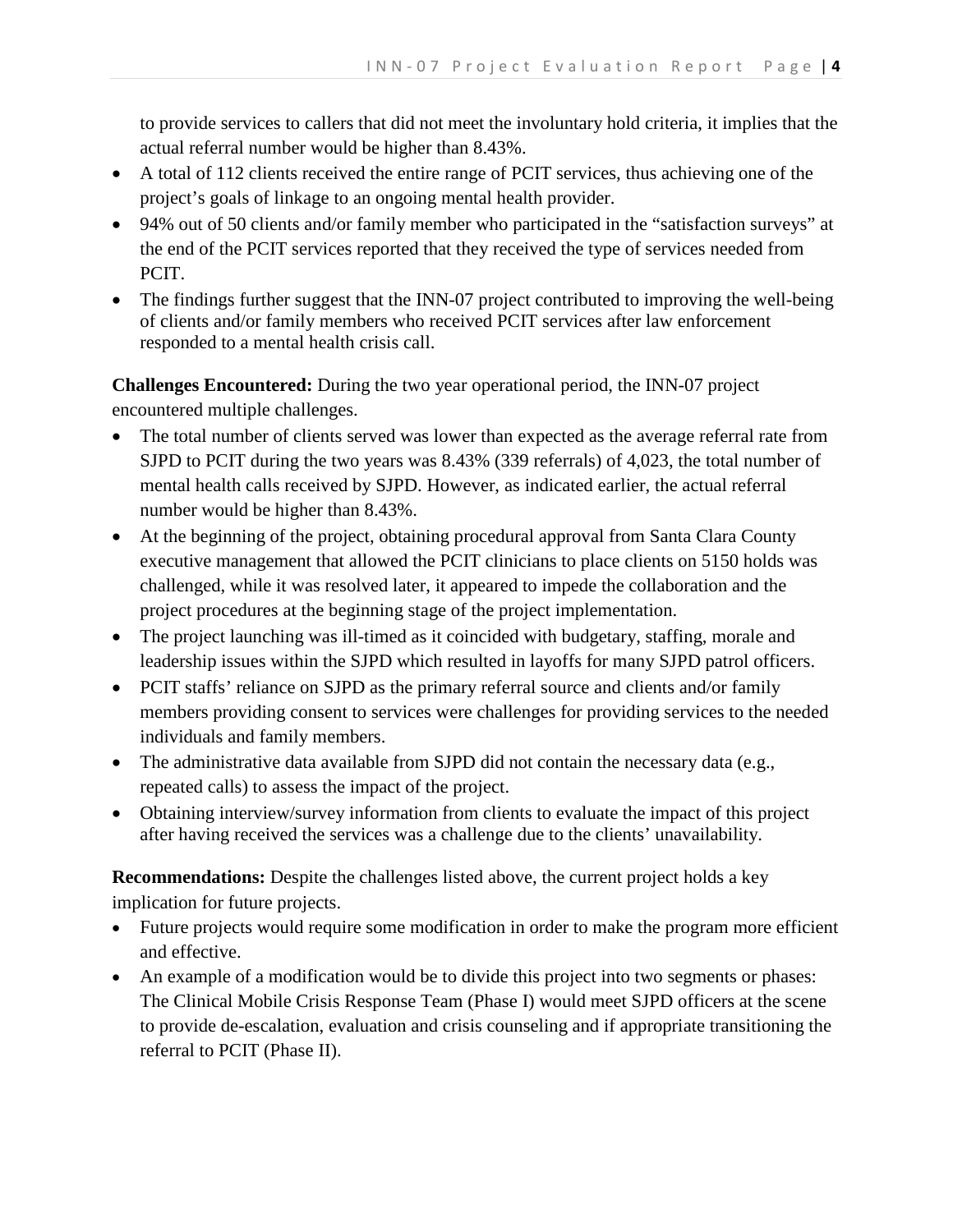to provide services to callers that did not meet the involuntary hold criteria, it implies that the actual referral number would be higher than 8.43%.

- A total of 112 clients received the entire range of PCIT services, thus achieving one of the project's goals of linkage to an ongoing mental health provider.
- 94% out of 50 clients and/or family member who participated in the "satisfaction surveys" at the end of the PCIT services reported that they received the type of services needed from PCIT.
- The findings further suggest that the INN-07 project contributed to improving the well-being of clients and/or family members who received PCIT services after law enforcement responded to a mental health crisis call.

**Challenges Encountered:** During the two year operational period, the INN-07 project encountered multiple challenges.

- The total number of clients served was lower than expected as the average referral rate from SJPD to PCIT during the two years was 8.43% (339 referrals) of 4,023, the total number of mental health calls received by SJPD. However, as indicated earlier, the actual referral number would be higher than 8.43%.
- At the beginning of the project, obtaining procedural approval from Santa Clara County executive management that allowed the PCIT clinicians to place clients on 5150 holds was challenged, while it was resolved later, it appeared to impede the collaboration and the project procedures at the beginning stage of the project implementation.
- The project launching was ill-timed as it coincided with budgetary, staffing, morale and leadership issues within the SJPD which resulted in layoffs for many SJPD patrol officers.
- PCIT staffs' reliance on SJPD as the primary referral source and clients and/or family members providing consent to services were challenges for providing services to the needed individuals and family members.
- The administrative data available from SJPD did not contain the necessary data (e.g., repeated calls) to assess the impact of the project.
- Obtaining interview/survey information from clients to evaluate the impact of this project after having received the services was a challenge due to the clients' unavailability.

**Recommendations:** Despite the challenges listed above, the current project holds a key implication for future projects.

- Future projects would require some modification in order to make the program more efficient and effective.
- An example of a modification would be to divide this project into two segments or phases: The Clinical Mobile Crisis Response Team (Phase I) would meet SJPD officers at the scene to provide de-escalation, evaluation and crisis counseling and if appropriate transitioning the referral to PCIT (Phase II).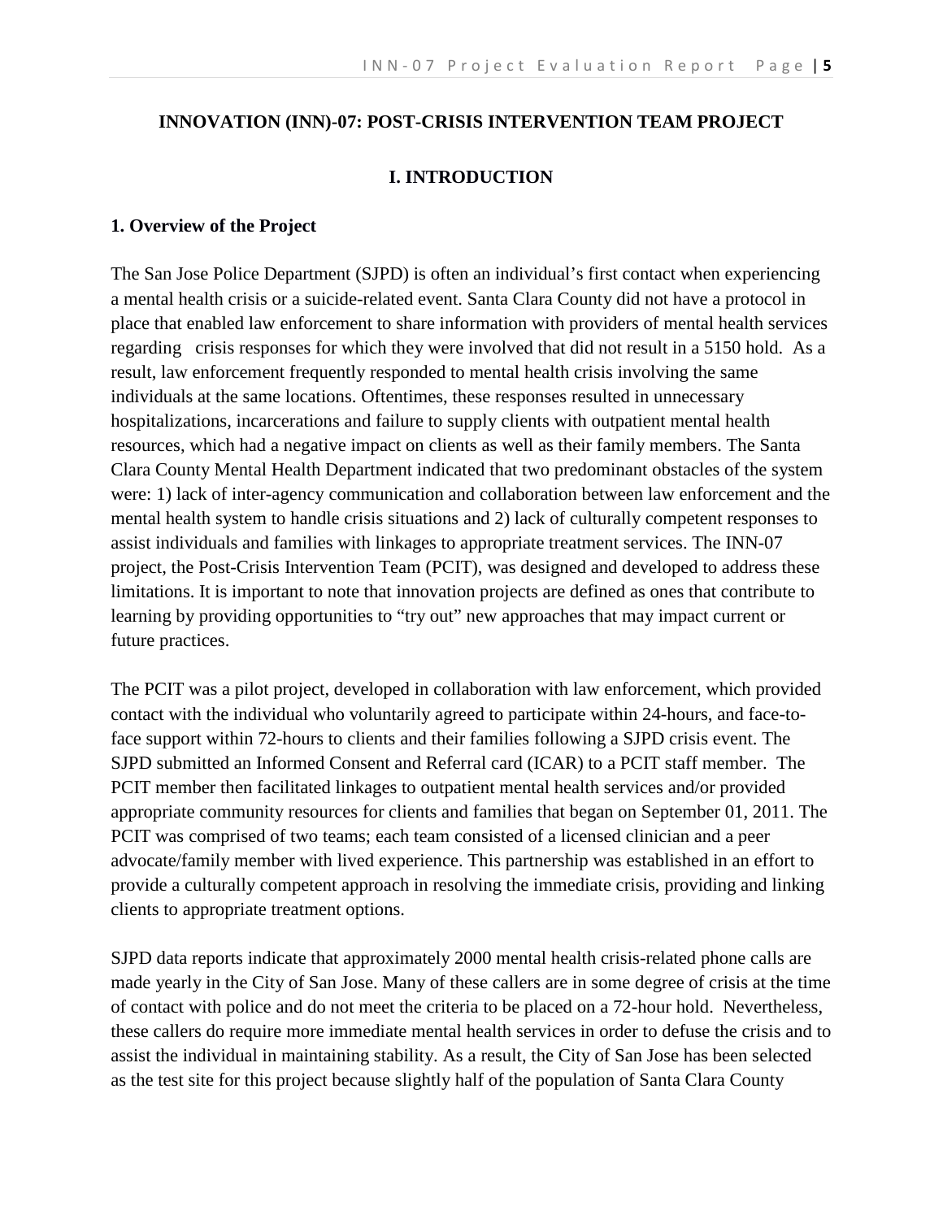## INNOVATION (INN)-07: POST-CRISIS INTERVENTION TEAM PROJECT

## I. INTRODUCTION

### 1. Overview of the Project

The San Jose Police Department (SJPD) is often an individual's first contact when experiencing a mental health crisis or a suicide-related event. Santa Clara County did not have a protocol in place that enabled law enforcement to share information with providers of mental health services regarding crisis responses for which they were involved that did not result in a 5150 hold. As a result, law enforcement frequently responded to mental health crisis involving the same individuals at the same locations. Oftentimes, these responses resulted in unnecessary hospitalizations, incarcerations and failure to supply clients with outpatient mental health resources, which had a negative impact on clients as well as their family members. The Santa Clara County Mental Health Department indicated that two predominant obstacles of the system were: 1) lack of inter-agency communication and collaboration between law enforcement and the mental health system to handle crisis situations and 2) lack of culturally competent responses to assist individuals and families with linkages to appropriate treatment services. The INN-07 project, the Post-Crisis Intervention Team (PCIT), was designed and developed to address these limitations. It is important to note that innovation projects are defined as ones that contribute to learning by providing opportunities to "try out" new approaches that may impact current or future practices.

The PCIT was a pilot project, developed in collaboration with law enforcement, which provided contact with the individual who voluntarily agreed to participate within 24-hours, and face-to-face support within 72-hours to clients and their families following a SJPD crisis event. The SJPD submitted an Informed Consent and Referral card (ICAR) to a PCIT staff member. The PCIT member then facilitated linkages to outpatient mental health services and/or provided appropriate community resources for clients and families that began on September 01, 2011. The PCIT was comprised of two teams; each team consisted of a licensed clinician and a peer advocate/family member with lived experience. This partnership was established in an effort to provide a culturally competent approach in resolving the immediate crisis, providing and linking clients to appropriate treatment options.

SJPD data reports indicate that approximately 2000 mental health crisis-related phone calls are made yearly in the City of San Jose. Many of these callers are in some degree of crisis at the time of contact with police and do not meet the criteria to be placed on a 72-hour hold. Nevertheless, these callers do require more immediate mental health services in order to defuse the crisis and to assist the individual in maintaining stability. As a result, the City of San Jose has been selected as the test site for this project because slightly half of the population of Santa Clara County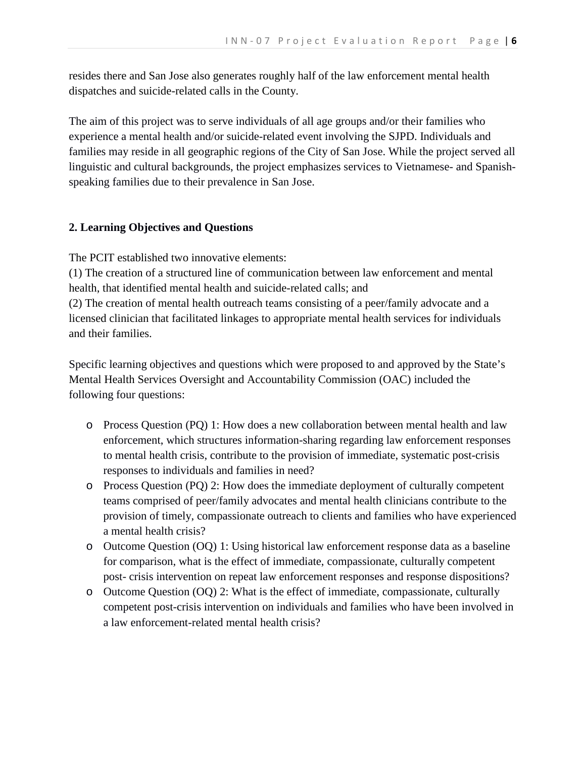resides there and San Jose also generates roughly half of the law enforcement mental health dispatches and suicide-related calls in the County.

The aim of this project was to serve individuals of all age groups and/or their families who experience a mental health and/or suicide-related event involving the SJPD. Individuals and families may reside in all geographic regions of the City of San Jose. While the project served all linguistic and cultural backgrounds, the project emphasizes services to Vietnamese- and Spanish-speaking families due to their prevalence in San Jose.

## 2. Learning Objectives and Questions

The PCIT established two innovative elements:
(1) The creation of a structured line of communication between law enforcement and mental health, that identified mental health and suicide-related calls; and
(2) The creation of mental health outreach teams consisting of a peer/family advocate and a licensed clinician that facilitated linkages to appropriate mental health services for individuals and their families.

Specific learning objectives and questions which were proposed to and approved by the State's Mental Health Services Oversight and Accountability Commission (OAC) included the following four questions:

- Process Question (PQ) 1: How does a new collaboration between mental health and law enforcement, which structures information-sharing regarding law enforcement responses to mental health crisis, contribute to the provision of immediate, systematic post-crisis responses to individuals and families in need?
- Process Question (PQ) 2: How does the immediate deployment of culturally competent teams comprised of peer/family advocates and mental health clinicians contribute to the provision of timely, compassionate outreach to clients and families who have experienced a mental health crisis?
- Outcome Question (OQ) 1: Using historical law enforcement response data as a baseline for comparison, what is the effect of immediate, compassionate, culturally competent post- crisis intervention on repeat law enforcement responses and response dispositions?
- Outcome Question (OQ) 2: What is the effect of immediate, compassionate, culturally competent post-crisis intervention on individuals and families who have been involved in a law enforcement-related mental health crisis?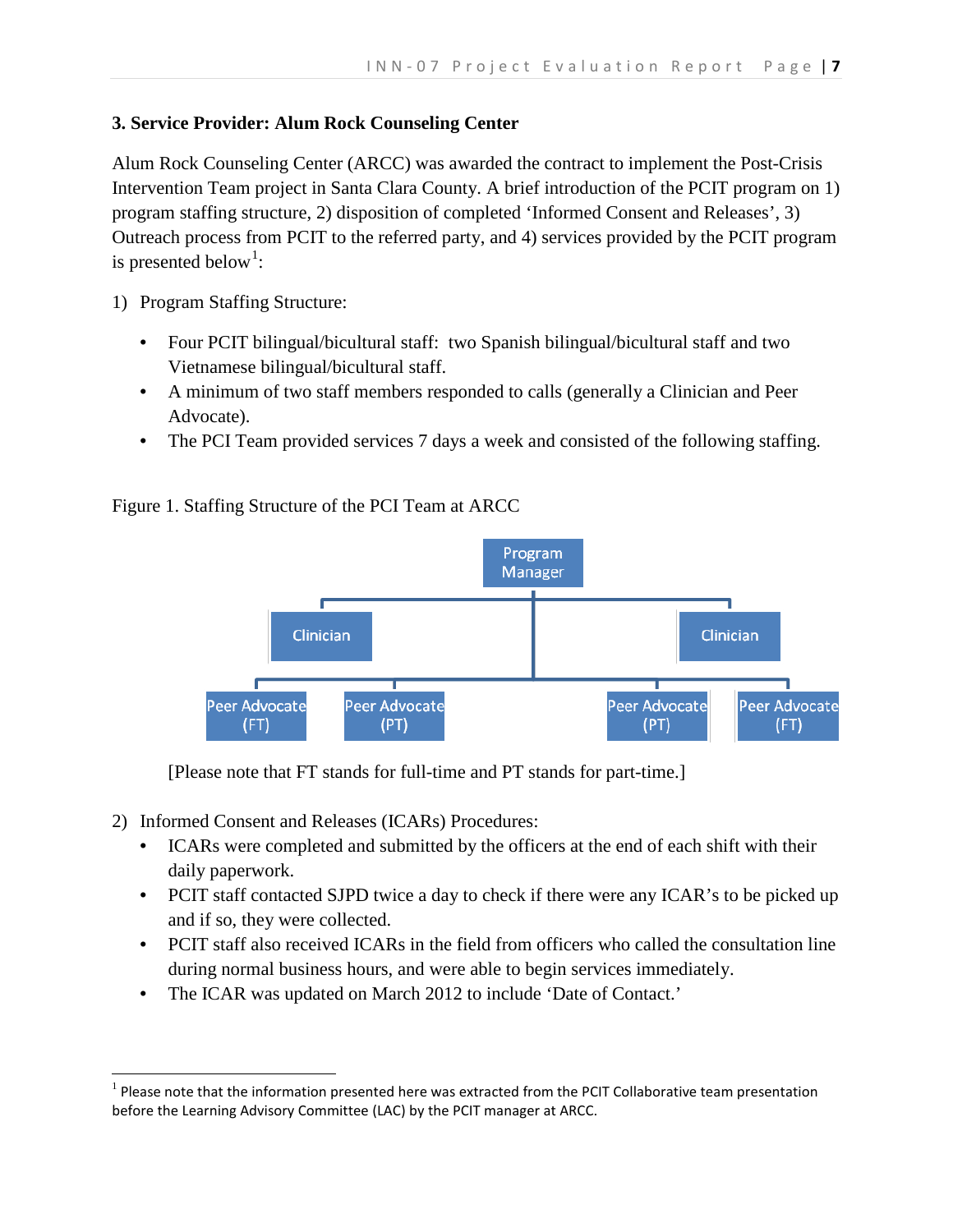### 3. Service Provider: Alum Rock Counseling Center

Alum Rock Counseling Center (ARCC) was awarded the contract to implement the Post-Crisis Intervention Team project in Santa Clara County. A brief introduction of the PCIT program on 1) program staffing structure, 2) disposition of completed 'Informed Consent and Releases', 3) Outreach process from PCIT to the referred party, and 4) services provided by the PCIT program is presented below[1]:

1) Program Staffing Structure:

- Four PCIT bilingual/bicultural staff: two Spanish bilingual/bicultural staff and two Vietnamese bilingual/bicultural staff.
- A minimum of two staff members responded to calls (generally a Clinician and Peer Advocate).
- The PCI Team provided services 7 days a week and consisted of the following staffing.

Figure 1. Staffing Structure of the PCI Team at ARCC

Program Manager
Clinician | Clinician
Peer Advocate (FT) | Peer Advocate (PT) | Peer Advocate (PT) | Peer Advocate (FT)

[Please note that FT stands for full-time and PT stands for part-time.]

2) Informed Consent and Releases (ICARs) Procedures:

- ICARs were completed and submitted by the officers at the end of each shift with their daily paperwork.
- PCIT staff contacted SJPD twice a day to check if there were any ICAR's to be picked up and if so, they were collected.
- PCIT staff also received ICARs in the field from officers who called the consultation line during normal business hours, and were able to begin services immediately.
- The ICAR was updated on March 2012 to include 'Date of Contact.'

---

[1] Please note that the information presented here was extracted from the PCIT Collaborative team presentation before the Learning Advisory Committee (LAC) by the PCIT manager at ARCC.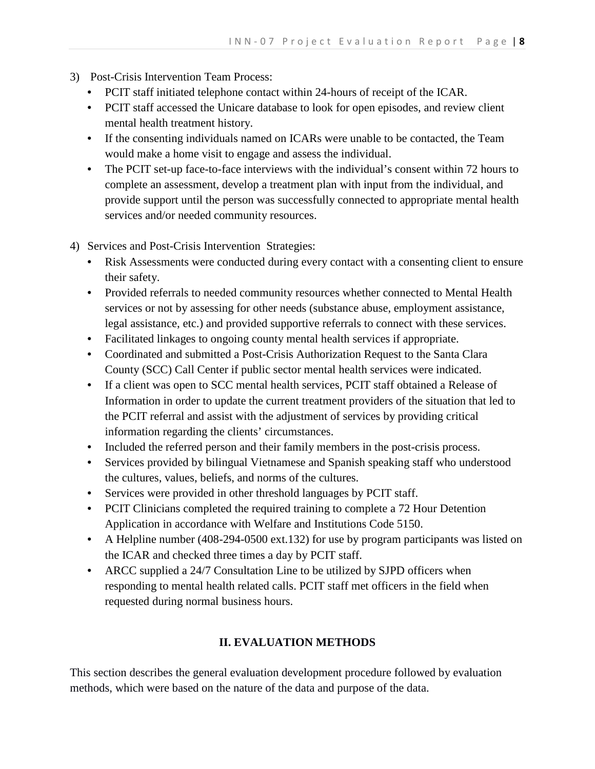3) Post-Crisis Intervention Team Process:
   - PCIT staff initiated telephone contact within 24-hours of receipt of the ICAR.
   - PCIT staff accessed the Unicare database to look for open episodes, and review client mental health treatment history.
   - If the consenting individuals named on ICARs were unable to be contacted, the Team would make a home visit to engage and assess the individual.
   - The PCIT set-up face-to-face interviews with the individual's consent within 72 hours to complete an assessment, develop a treatment plan with input from the individual, and provide support until the person was successfully connected to appropriate mental health services and/or needed community resources.

4) Services and Post-Crisis Intervention Strategies:
   - Risk Assessments were conducted during every contact with a consenting client to ensure their safety.
   - Provided referrals to needed community resources whether connected to Mental Health services or not by assessing for other needs (substance abuse, employment assistance, legal assistance, etc.) and provided supportive referrals to connect with these services.
   - Facilitated linkages to ongoing county mental health services if appropriate.
   - Coordinated and submitted a Post-Crisis Authorization Request to the Santa Clara County (SCC) Call Center if public sector mental health services were indicated.
   - If a client was open to SCC mental health services, PCIT staff obtained a Release of Information in order to update the current treatment providers of the situation that led to the PCIT referral and assist with the adjustment of services by providing critical information regarding the clients' circumstances.
   - Included the referred person and their family members in the post-crisis process.
   - Services provided by bilingual Vietnamese and Spanish speaking staff who understood the cultures, values, beliefs, and norms of the cultures.
   - Services were provided in other threshold languages by PCIT staff.
   - PCIT Clinicians completed the required training to complete a 72 Hour Detention Application in accordance with Welfare and Institutions Code 5150.
   - A Helpline number (408-294-0500 ext.132) for use by program participants was listed on the ICAR and checked three times a day by PCIT staff.
   - ARCC supplied a 24/7 Consultation Line to be utilized by SJPD officers when responding to mental health related calls. PCIT staff met officers in the field when requested during normal business hours.

## II. EVALUATION METHODS

This section describes the general evaluation development procedure followed by evaluation methods, which were based on the nature of the data and purpose of the data.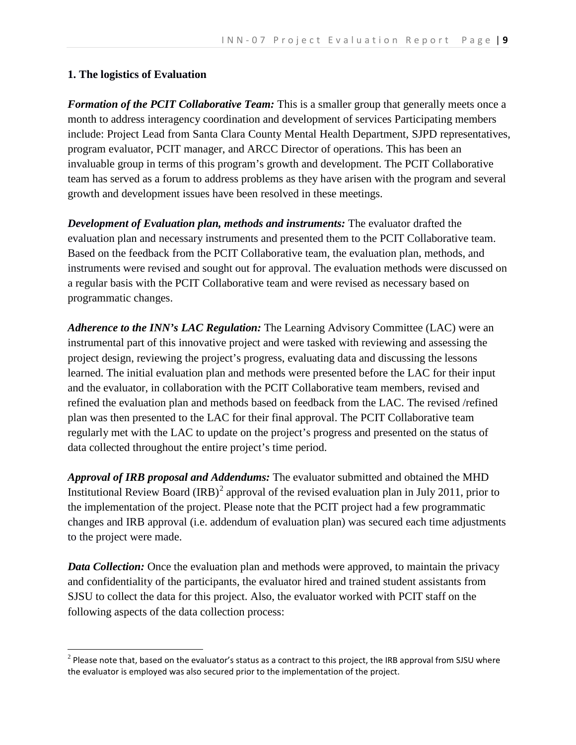**1. The logistics of Evaluation**

***Formation of the PCIT Collaborative Team:*** This is a smaller group that generally meets once a month to address interagency coordination and development of services Participating members include: Project Lead from Santa Clara County Mental Health Department, SJPD representatives, program evaluator, PCIT manager, and ARCC Director of operations. This has been an invaluable group in terms of this program's growth and development. The PCIT Collaborative team has served as a forum to address problems as they have arisen with the program and several growth and development issues have been resolved in these meetings.

***Development of Evaluation plan, methods and instruments:*** The evaluator drafted the evaluation plan and necessary instruments and presented them to the PCIT Collaborative team. Based on the feedback from the PCIT Collaborative team, the evaluation plan, methods, and instruments were revised and sought out for approval. The evaluation methods were discussed on a regular basis with the PCIT Collaborative team and were revised as necessary based on programmatic changes.

***Adherence to the INN's LAC Regulation:*** The Learning Advisory Committee (LAC) were an instrumental part of this innovative project and were tasked with reviewing and assessing the project design, reviewing the project's progress, evaluating data and discussing the lessons learned. The initial evaluation plan and methods were presented before the LAC for their input and the evaluator, in collaboration with the PCIT Collaborative team members, revised and refined the evaluation plan and methods based on feedback from the LAC. The revised /refined plan was then presented to the LAC for their final approval. The PCIT Collaborative team regularly met with the LAC to update on the project's progress and presented on the status of data collected throughout the entire project's time period.

***Approval of IRB proposal and Addendums:*** The evaluator submitted and obtained the MHD Institutional Review Board (IRB)[2] approval of the revised evaluation plan in July 2011, prior to the implementation of the project. Please note that the PCIT project had a few programmatic changes and IRB approval (i.e. addendum of evaluation plan) was secured each time adjustments to the project were made.

***Data Collection:*** Once the evaluation plan and methods were approved, to maintain the privacy and confidentiality of the participants, the evaluator hired and trained student assistants from SJSU to collect the data for this project. Also, the evaluator worked with PCIT staff on the following aspects of the data collection process:

---

[2] Please note that, based on the evaluator's status as a contract to this project, the IRB approval from SJSU where the evaluator is employed was also secured prior to the implementation of the project.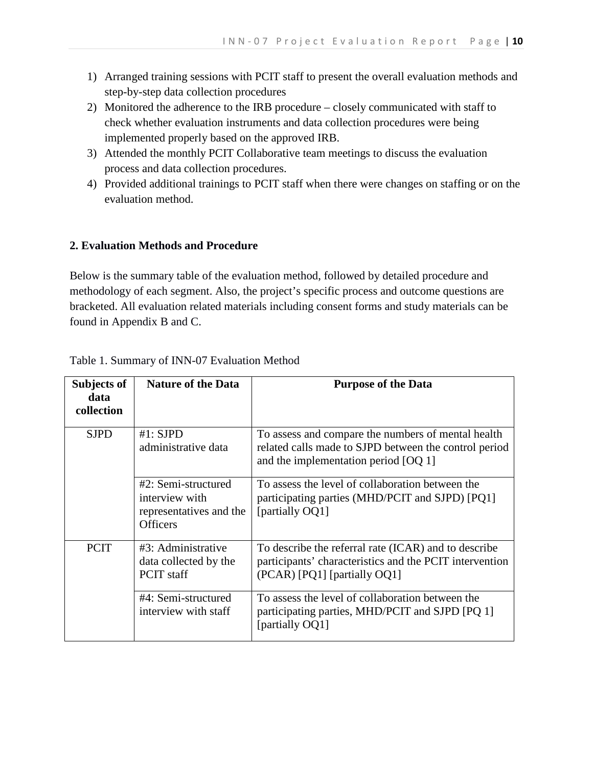1) Arranged training sessions with PCIT staff to present the overall evaluation methods and step-by-step data collection procedures
2) Monitored the adherence to the IRB procedure – closely communicated with staff to check whether evaluation instruments and data collection procedures were being implemented properly based on the approved IRB.
3) Attended the monthly PCIT Collaborative team meetings to discuss the evaluation process and data collection procedures.
4) Provided additional trainings to PCIT staff when there were changes on staffing or on the evaluation method.

## 2. Evaluation Methods and Procedure

Below is the summary table of the evaluation method, followed by detailed procedure and methodology of each segment. Also, the project's specific process and outcome questions are bracketed. All evaluation related materials including consent forms and study materials can be found in Appendix B and C.

Table 1. Summary of INN-07 Evaluation Method

| Subjects of data collection | Nature of the Data | Purpose of the Data |
|---|---|---|
| SJPD | #1: SJPD administrative data | To assess and compare the numbers of mental health related calls made to SJPD between the control period and the implementation period [OQ 1] |
| | #2: Semi-structured interview with representatives and the Officers | To assess the level of collaboration between the participating parties (MHD/PCIT and SJPD) [PQ1] [partially OQ1] |
| PCIT | #3: Administrative data collected by the PCIT staff | To describe the referral rate (ICAR) and to describe participants' characteristics and the PCIT intervention (PCAR) [PQ1] [partially OQ1] |
| | #4: Semi-structured interview with staff | To assess the level of collaboration between the participating parties, MHD/PCIT and SJPD [PQ 1] [partially OQ1] |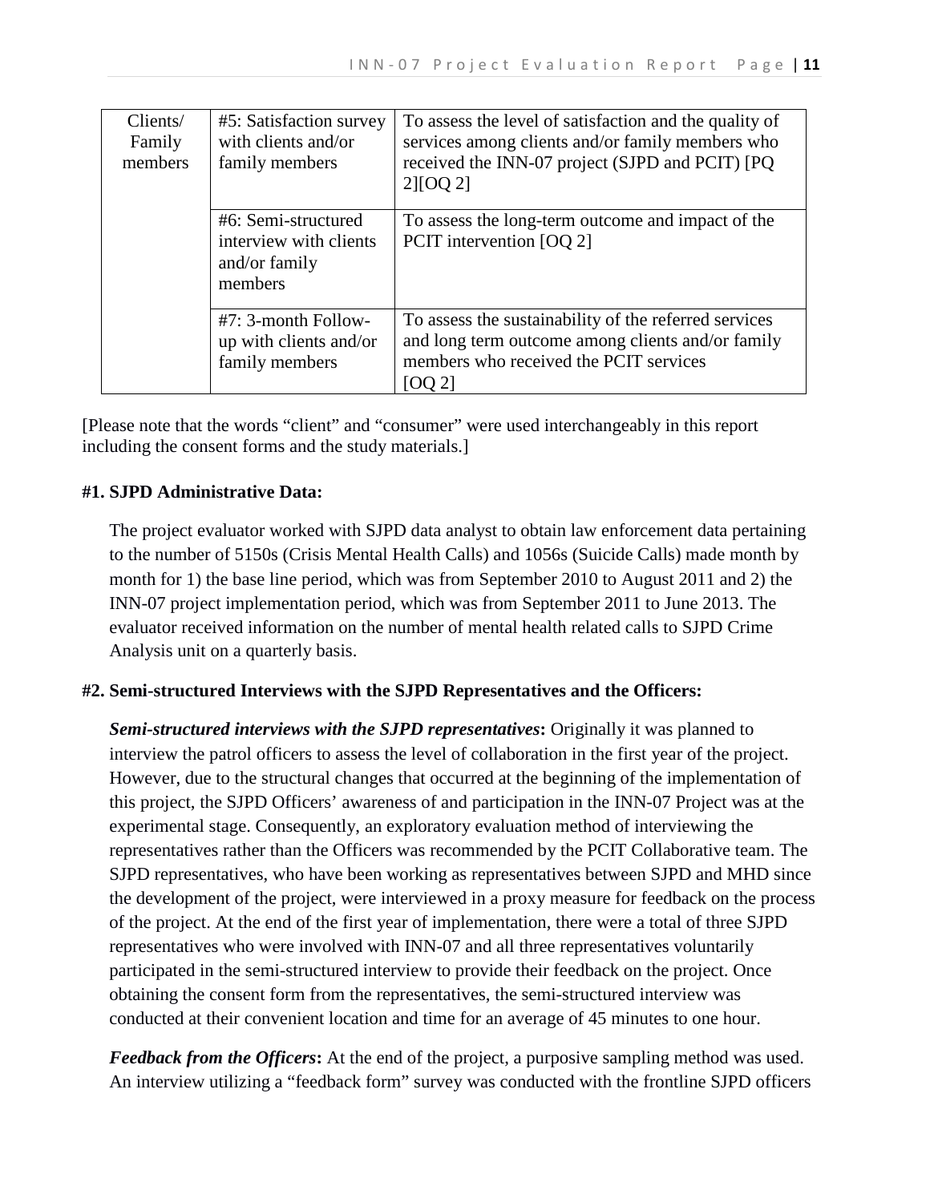| Clients/ Family members | #5: Satisfaction survey with clients and/or family members | To assess the level of satisfaction and the quality of services among clients and/or family members who received the INN-07 project (SJPD and PCIT) [PQ 2][OQ 2] |
|---|---|---|
| | #6: Semi-structured interview with clients and/or family members | To assess the long-term outcome and impact of the PCIT intervention [OQ 2] |
| | #7: 3-month Follow-up with clients and/or family members | To assess the sustainability of the referred services and long term outcome among clients and/or family members who received the PCIT services [OQ 2] |

[Please note that the words "client" and "consumer" were used interchangeably in this report including the consent forms and the study materials.]

**#1. SJPD Administrative Data:**

The project evaluator worked with SJPD data analyst to obtain law enforcement data pertaining to the number of 5150s (Crisis Mental Health Calls) and 1056s (Suicide Calls) made month by month for 1) the base line period, which was from September 2010 to August 2011 and 2) the INN-07 project implementation period, which was from September 2011 to June 2013. The evaluator received information on the number of mental health related calls to SJPD Crime Analysis unit on a quarterly basis.

**#2. Semi-structured Interviews with the SJPD Representatives and the Officers:**

***Semi-structured interviews with the SJPD representatives*****:** Originally it was planned to interview the patrol officers to assess the level of collaboration in the first year of the project. However, due to the structural changes that occurred at the beginning of the implementation of this project, the SJPD Officers' awareness of and participation in the INN-07 Project was at the experimental stage. Consequently, an exploratory evaluation method of interviewing the representatives rather than the Officers was recommended by the PCIT Collaborative team. The SJPD representatives, who have been working as representatives between SJPD and MHD since the development of the project, were interviewed in a proxy measure for feedback on the process of the project. At the end of the first year of implementation, there were a total of three SJPD representatives who were involved with INN-07 and all three representatives voluntarily participated in the semi-structured interview to provide their feedback on the project. Once obtaining the consent form from the representatives, the semi-structured interview was conducted at their convenient location and time for an average of 45 minutes to one hour.

***Feedback from the Officers*****:** At the end of the project, a purposive sampling method was used. An interview utilizing a "feedback form" survey was conducted with the frontline SJPD officers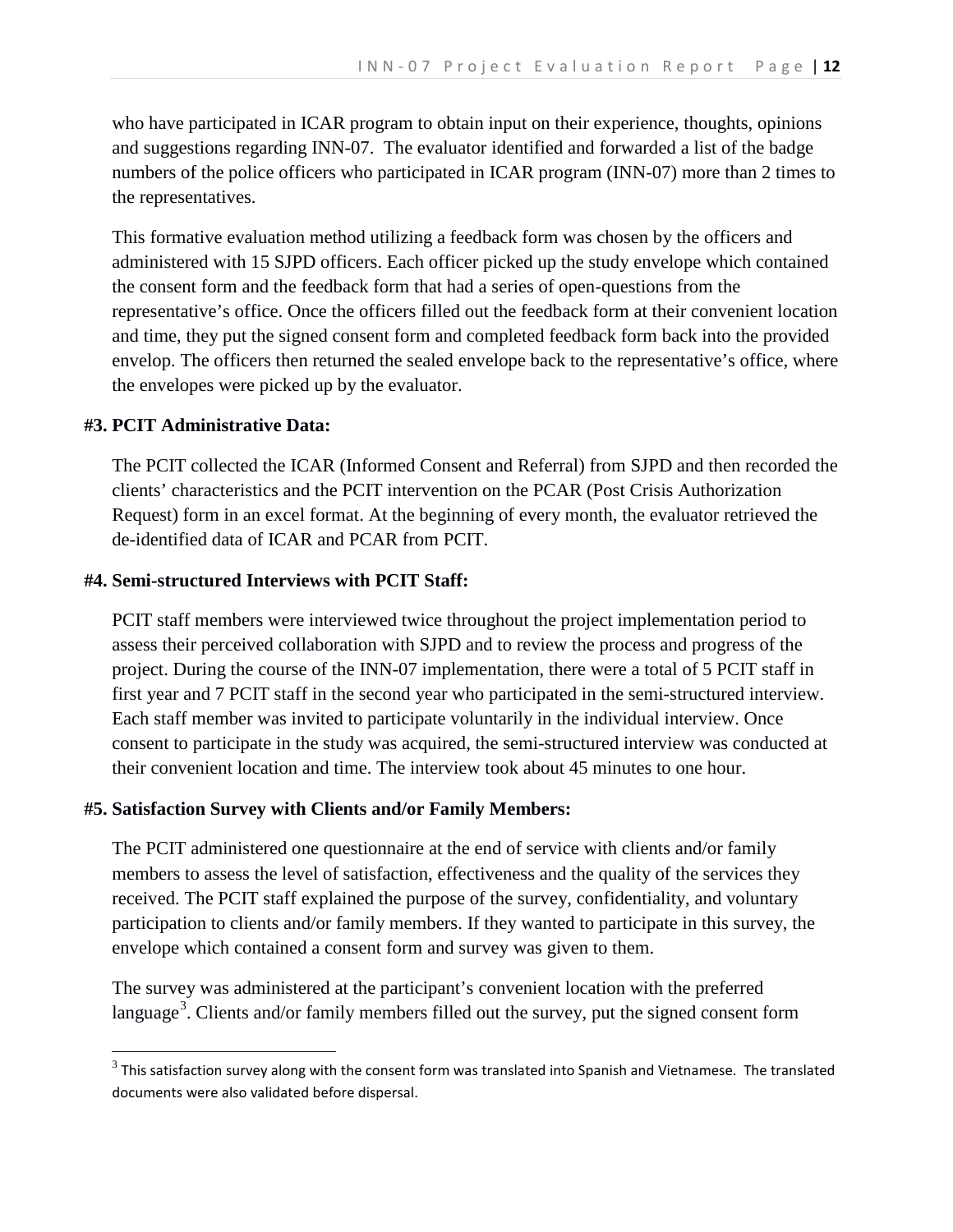who have participated in ICAR program to obtain input on their experience, thoughts, opinions and suggestions regarding INN-07. The evaluator identified and forwarded a list of the badge numbers of the police officers who participated in ICAR program (INN-07) more than 2 times to the representatives.

This formative evaluation method utilizing a feedback form was chosen by the officers and administered with 15 SJPD officers. Each officer picked up the study envelope which contained the consent form and the feedback form that had a series of open-questions from the representative's office. Once the officers filled out the feedback form at their convenient location and time, they put the signed consent form and completed feedback form back into the provided envelop. The officers then returned the sealed envelope back to the representative's office, where the envelopes were picked up by the evaluator.

**#3. PCIT Administrative Data:**

The PCIT collected the ICAR (Informed Consent and Referral) from SJPD and then recorded the clients' characteristics and the PCIT intervention on the PCAR (Post Crisis Authorization Request) form in an excel format. At the beginning of every month, the evaluator retrieved the de-identified data of ICAR and PCAR from PCIT.

**#4. Semi-structured Interviews with PCIT Staff:**

PCIT staff members were interviewed twice throughout the project implementation period to assess their perceived collaboration with SJPD and to review the process and progress of the project. During the course of the INN-07 implementation, there were a total of 5 PCIT staff in first year and 7 PCIT staff in the second year who participated in the semi-structured interview. Each staff member was invited to participate voluntarily in the individual interview. Once consent to participate in the study was acquired, the semi-structured interview was conducted at their convenient location and time. The interview took about 45 minutes to one hour.

**#5. Satisfaction Survey with Clients and/or Family Members:**

The PCIT administered one questionnaire at the end of service with clients and/or family members to assess the level of satisfaction, effectiveness and the quality of the services they received. The PCIT staff explained the purpose of the survey, confidentiality, and voluntary participation to clients and/or family members. If they wanted to participate in this survey, the envelope which contained a consent form and survey was given to them.

The survey was administered at the participant's convenient location with the preferred language[3]. Clients and/or family members filled out the survey, put the signed consent form

[3] This satisfaction survey along with the consent form was translated into Spanish and Vietnamese. The translated documents were also validated before dispersal.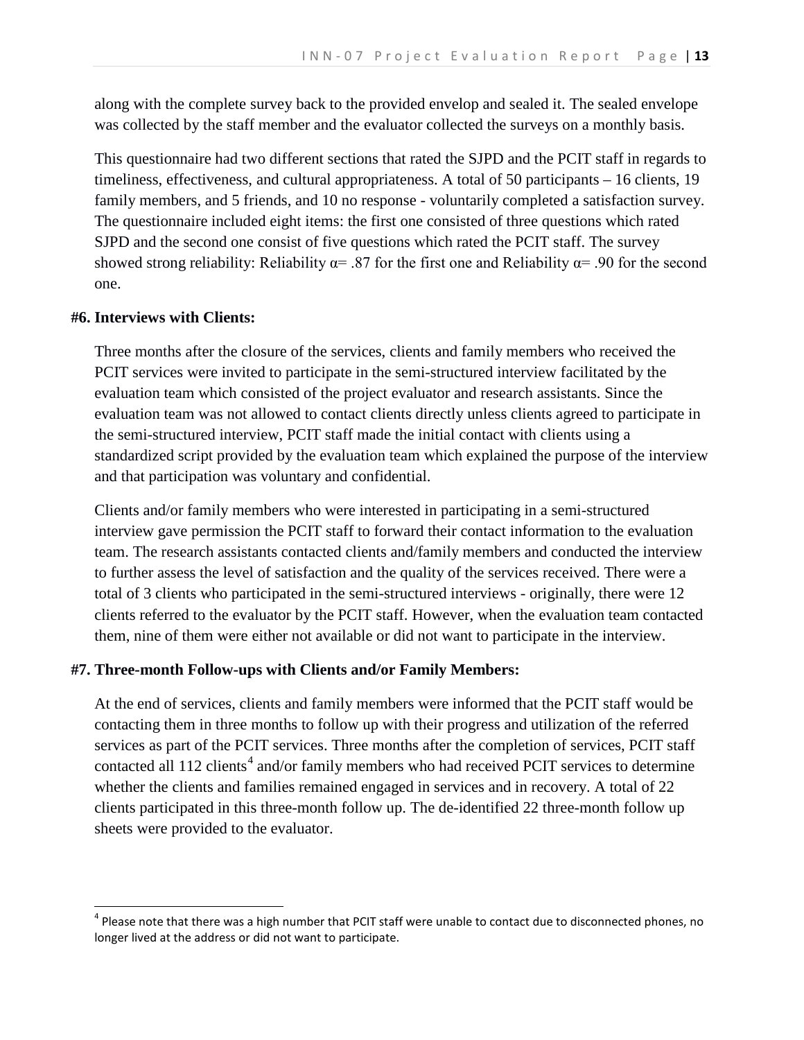along with the complete survey back to the provided envelop and sealed it. The sealed envelope was collected by the staff member and the evaluator collected the surveys on a monthly basis.

This questionnaire had two different sections that rated the SJPD and the PCIT staff in regards to timeliness, effectiveness, and cultural appropriateness. A total of 50 participants – 16 clients, 19 family members, and 5 friends, and 10 no response - voluntarily completed a satisfaction survey. The questionnaire included eight items: the first one consisted of three questions which rated SJPD and the second one consist of five questions which rated the PCIT staff. The survey showed strong reliability: Reliability $\alpha = .87$ for the first one and Reliability $\alpha = .90$ for the second one.

**#6. Interviews with Clients:**

Three months after the closure of the services, clients and family members who received the PCIT services were invited to participate in the semi-structured interview facilitated by the evaluation team which consisted of the project evaluator and research assistants. Since the evaluation team was not allowed to contact clients directly unless clients agreed to participate in the semi-structured interview, PCIT staff made the initial contact with clients using a standardized script provided by the evaluation team which explained the purpose of the interview and that participation was voluntary and confidential.

Clients and/or family members who were interested in participating in a semi-structured interview gave permission the PCIT staff to forward their contact information to the evaluation team. The research assistants contacted clients and/family members and conducted the interview to further assess the level of satisfaction and the quality of the services received. There were a total of 3 clients who participated in the semi-structured interviews - originally, there were 12 clients referred to the evaluator by the PCIT staff. However, when the evaluation team contacted them, nine of them were either not available or did not want to participate in the interview.

**#7. Three-month Follow-ups with Clients and/or Family Members:**

At the end of services, clients and family members were informed that the PCIT staff would be contacting them in three months to follow up with their progress and utilization of the referred services as part of the PCIT services. Three months after the completion of services, PCIT staff contacted all 112 clients[4] and/or family members who had received PCIT services to determine whether the clients and families remained engaged in services and in recovery. A total of 22 clients participated in this three-month follow up. The de-identified 22 three-month follow up sheets were provided to the evaluator.

[4] Please note that there was a high number that PCIT staff were unable to contact due to disconnected phones, no longer lived at the address or did not want to participate.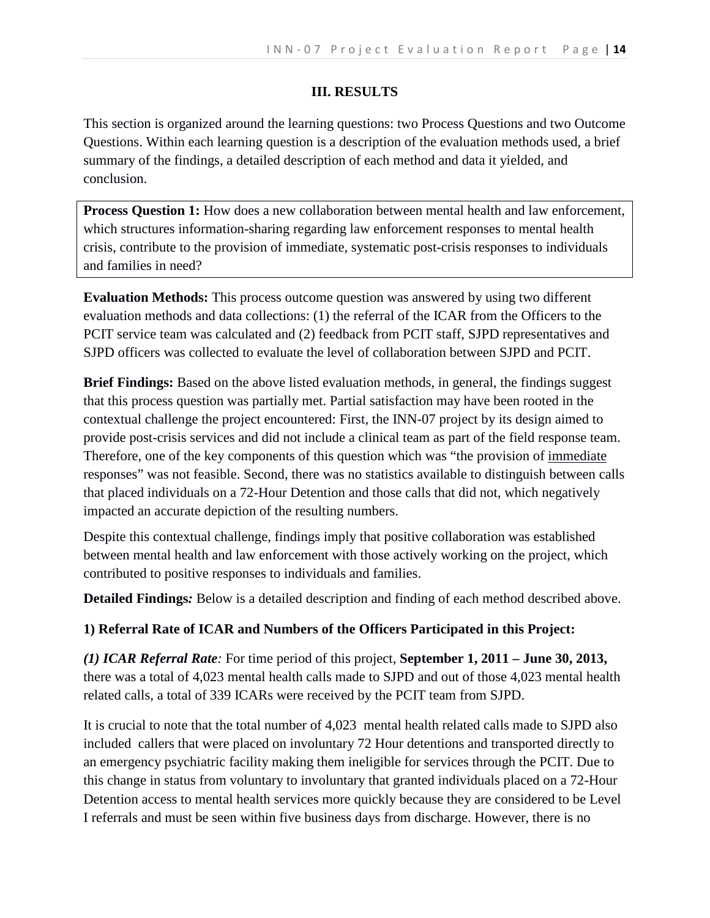## III. RESULTS

This section is organized around the learning questions: two Process Questions and two Outcome Questions. Within each learning question is a description of the evaluation methods used, a brief summary of the findings, a detailed description of each method and data it yielded, and conclusion.

> **Process Question 1:** How does a new collaboration between mental health and law enforcement, which structures information-sharing regarding law enforcement responses to mental health crisis, contribute to the provision of immediate, systematic post-crisis responses to individuals and families in need?

**Evaluation Methods:** This process outcome question was answered by using two different evaluation methods and data collections: (1) the referral of the ICAR from the Officers to the PCIT service team was calculated and (2) feedback from PCIT staff, SJPD representatives and SJPD officers was collected to evaluate the level of collaboration between SJPD and PCIT.

**Brief Findings:** Based on the above listed evaluation methods, in general, the findings suggest that this process question was partially met. Partial satisfaction may have been rooted in the contextual challenge the project encountered: First, the INN-07 project by its design aimed to provide post-crisis services and did not include a clinical team as part of the field response team. Therefore, one of the key components of this question which was "the provision of <u>immediate</u> responses" was not feasible. Second, there was no statistics available to distinguish between calls that placed individuals on a 72-Hour Detention and those calls that did not, which negatively impacted an accurate depiction of the resulting numbers.

Despite this contextual challenge, findings imply that positive collaboration was established between mental health and law enforcement with those actively working on the project, which contributed to positive responses to individuals and families.

**Detailed Findings*:*** Below is a detailed description and finding of each method described above.

**1) Referral Rate of ICAR and Numbers of the Officers Participated in this Project:**

***(1) ICAR Referral Rate**:* For time period of this project, **September 1, 2011 – June 30, 2013,** there was a total of 4,023 mental health calls made to SJPD and out of those 4,023 mental health related calls, a total of 339 ICARs were received by the PCIT team from SJPD.

It is crucial to note that the total number of 4,023 mental health related calls made to SJPD also included callers that were placed on involuntary 72 Hour detentions and transported directly to an emergency psychiatric facility making them ineligible for services through the PCIT. Due to this change in status from voluntary to involuntary that granted individuals placed on a 72-Hour Detention access to mental health services more quickly because they are considered to be Level I referrals and must be seen within five business days from discharge. However, there is no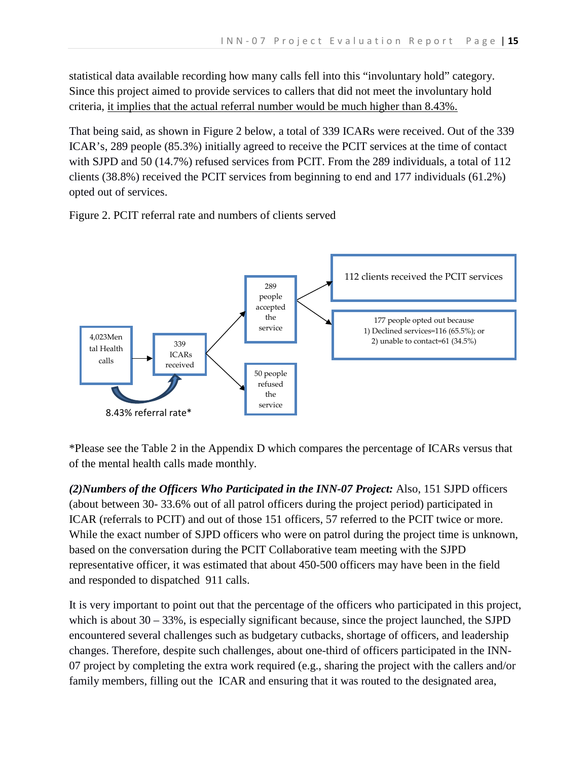statistical data available recording how many calls fell into this "involuntary hold" category. Since this project aimed to provide services to callers that did not meet the involuntary hold criteria, <u>it implies that the actual referral number would be much higher than 8.43%.</u>

That being said, as shown in Figure 2 below, a total of 339 ICARs were received. Out of the 339 ICAR's, 289 people (85.3%) initially agreed to receive the PCIT services at the time of contact with SJPD and 50 (14.7%) refused services from PCIT. From the 289 individuals, a total of 112 clients (38.8%) received the PCIT services from beginning to end and 177 individuals (61.2%) opted out of services.

Figure 2. PCIT referral rate and numbers of clients served

4,023Mental Health calls → 339 ICARs received

8.43% referral rate*

339 ICARs received → 289 people accepted the service; 50 people refused the service

289 people accepted the service → 112 clients received the PCIT services; 177 people opted out because 1) Declined services=116 (65.5%); or 2) unable to contact=61 (34.5%)

*Please see the Table 2 in the Appendix D which compares the percentage of ICARs versus that of the mental health calls made monthly.

***(2)Numbers of the Officers Who Participated in the INN-07 Project:*** Also, 151 SJPD officers (about between 30- 33.6% out of all patrol officers during the project period) participated in ICAR (referrals to PCIT) and out of those 151 officers, 57 referred to the PCIT twice or more. While the exact number of SJPD officers who were on patrol during the project time is unknown, based on the conversation during the PCIT Collaborative team meeting with the SJPD representative officer, it was estimated that about 450-500 officers may have been in the field and responded to dispatched 911 calls.

It is very important to point out that the percentage of the officers who participated in this project, which is about 30 – 33%, is especially significant because, since the project launched, the SJPD encountered several challenges such as budgetary cutbacks, shortage of officers, and leadership changes. Therefore, despite such challenges, about one-third of officers participated in the INN-07 project by completing the extra work required (e.g., sharing the project with the callers and/or family members, filling out the ICAR and ensuring that it was routed to the designated area,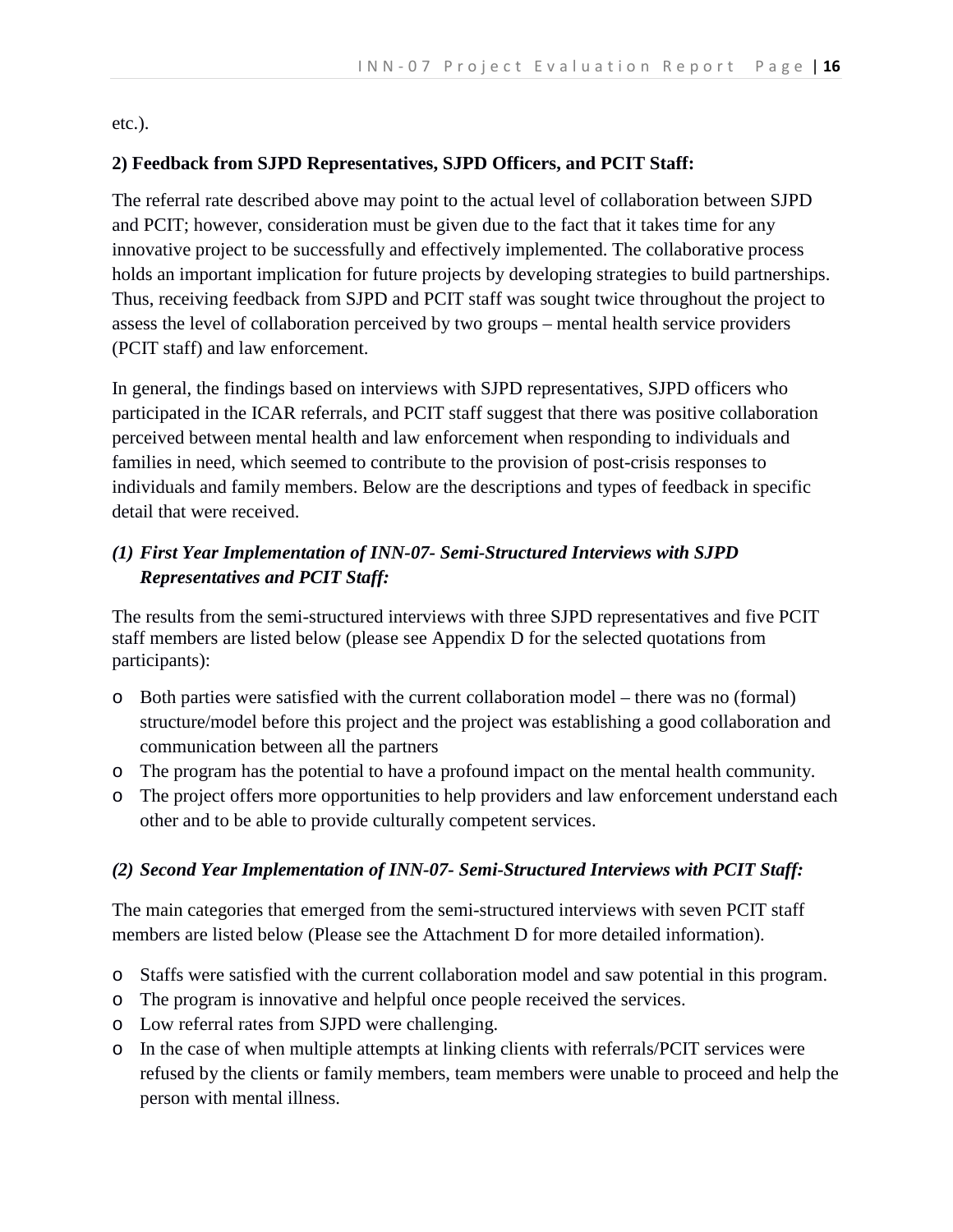etc.).

**2) Feedback from SJPD Representatives, SJPD Officers, and PCIT Staff:**

The referral rate described above may point to the actual level of collaboration between SJPD and PCIT; however, consideration must be given due to the fact that it takes time for any innovative project to be successfully and effectively implemented. The collaborative process holds an important implication for future projects by developing strategies to build partnerships. Thus, receiving feedback from SJPD and PCIT staff was sought twice throughout the project to assess the level of collaboration perceived by two groups – mental health service providers (PCIT staff) and law enforcement.

In general, the findings based on interviews with SJPD representatives, SJPD officers who participated in the ICAR referrals, and PCIT staff suggest that there was positive collaboration perceived between mental health and law enforcement when responding to individuals and families in need, which seemed to contribute to the provision of post-crisis responses to individuals and family members. Below are the descriptions and types of feedback in specific detail that were received.

***(1) First Year Implementation of INN-07- Semi-Structured Interviews with SJPD Representatives and PCIT Staff:***

The results from the semi-structured interviews with three SJPD representatives and five PCIT staff members are listed below (please see Appendix D for the selected quotations from participants):

- Both parties were satisfied with the current collaboration model – there was no (formal) structure/model before this project and the project was establishing a good collaboration and communication between all the partners
- The program has the potential to have a profound impact on the mental health community.
- The project offers more opportunities to help providers and law enforcement understand each other and to be able to provide culturally competent services.

***(2) Second Year Implementation of INN-07- Semi-Structured Interviews with PCIT Staff:***

The main categories that emerged from the semi-structured interviews with seven PCIT staff members are listed below (Please see the Attachment D for more detailed information).

- Staffs were satisfied with the current collaboration model and saw potential in this program.
- The program is innovative and helpful once people received the services.
- Low referral rates from SJPD were challenging.
- In the case of when multiple attempts at linking clients with referrals/PCIT services were refused by the clients or family members, team members were unable to proceed and help the person with mental illness.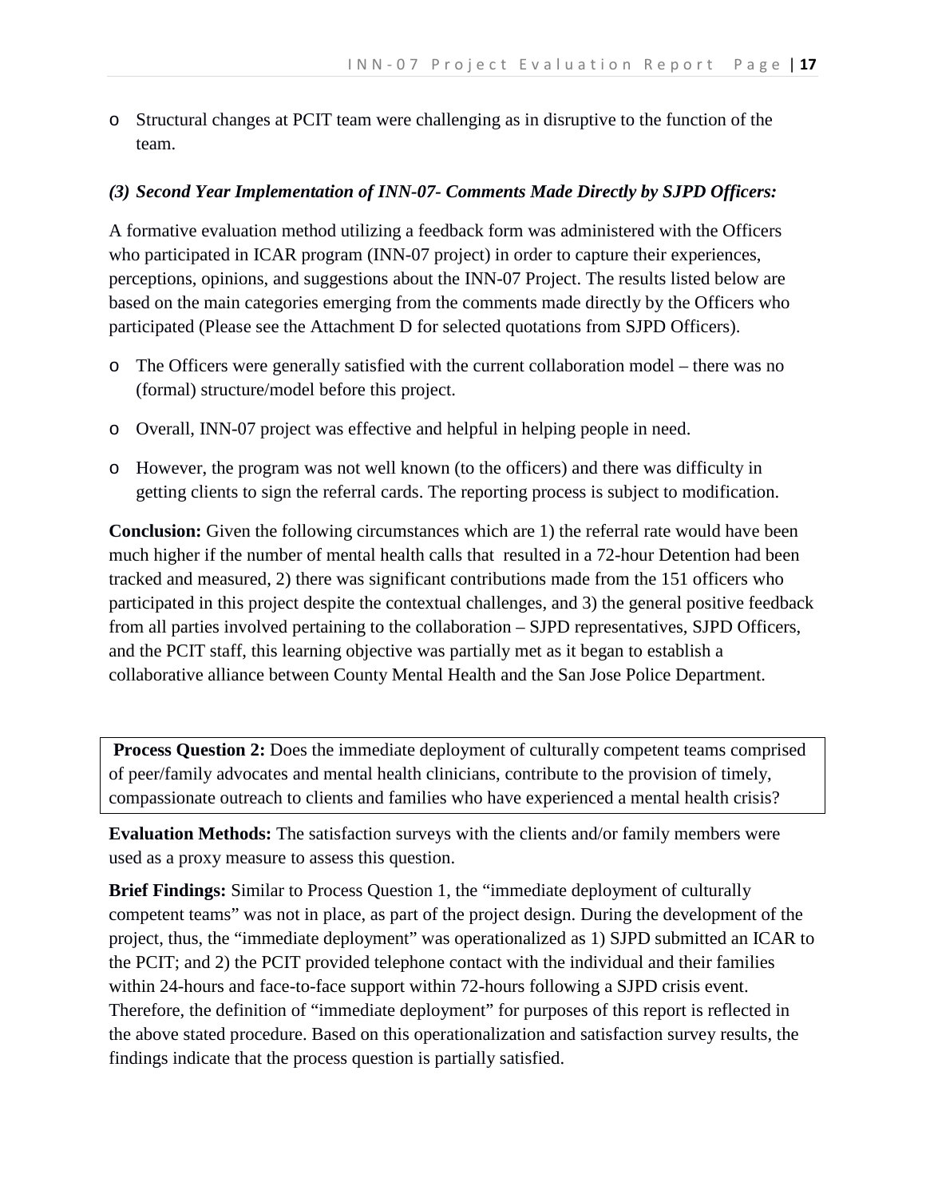- Structural changes at PCIT team were challenging as in disruptive to the function of the team.

***(3) Second Year Implementation of INN-07- Comments Made Directly by SJPD Officers:***

A formative evaluation method utilizing a feedback form was administered with the Officers who participated in ICAR program (INN-07 project) in order to capture their experiences, perceptions, opinions, and suggestions about the INN-07 Project. The results listed below are based on the main categories emerging from the comments made directly by the Officers who participated (Please see the Attachment D for selected quotations from SJPD Officers).

- The Officers were generally satisfied with the current collaboration model – there was no (formal) structure/model before this project.
- Overall, INN-07 project was effective and helpful in helping people in need.
- However, the program was not well known (to the officers) and there was difficulty in getting clients to sign the referral cards. The reporting process is subject to modification.

**Conclusion:** Given the following circumstances which are 1) the referral rate would have been much higher if the number of mental health calls that resulted in a 72-hour Detention had been tracked and measured, 2) there was significant contributions made from the 151 officers who participated in this project despite the contextual challenges, and 3) the general positive feedback from all parties involved pertaining to the collaboration – SJPD representatives, SJPD Officers, and the PCIT staff, this learning objective was partially met as it began to establish a collaborative alliance between County Mental Health and the San Jose Police Department.

**Process Question 2:** Does the immediate deployment of culturally competent teams comprised of peer/family advocates and mental health clinicians, contribute to the provision of timely, compassionate outreach to clients and families who have experienced a mental health crisis?

**Evaluation Methods:** The satisfaction surveys with the clients and/or family members were used as a proxy measure to assess this question.

**Brief Findings:** Similar to Process Question 1, the "immediate deployment of culturally competent teams" was not in place, as part of the project design. During the development of the project, thus, the "immediate deployment" was operationalized as 1) SJPD submitted an ICAR to the PCIT; and 2) the PCIT provided telephone contact with the individual and their families within 24-hours and face-to-face support within 72-hours following a SJPD crisis event. Therefore, the definition of "immediate deployment" for purposes of this report is reflected in the above stated procedure. Based on this operationalization and satisfaction survey results, the findings indicate that the process question is partially satisfied.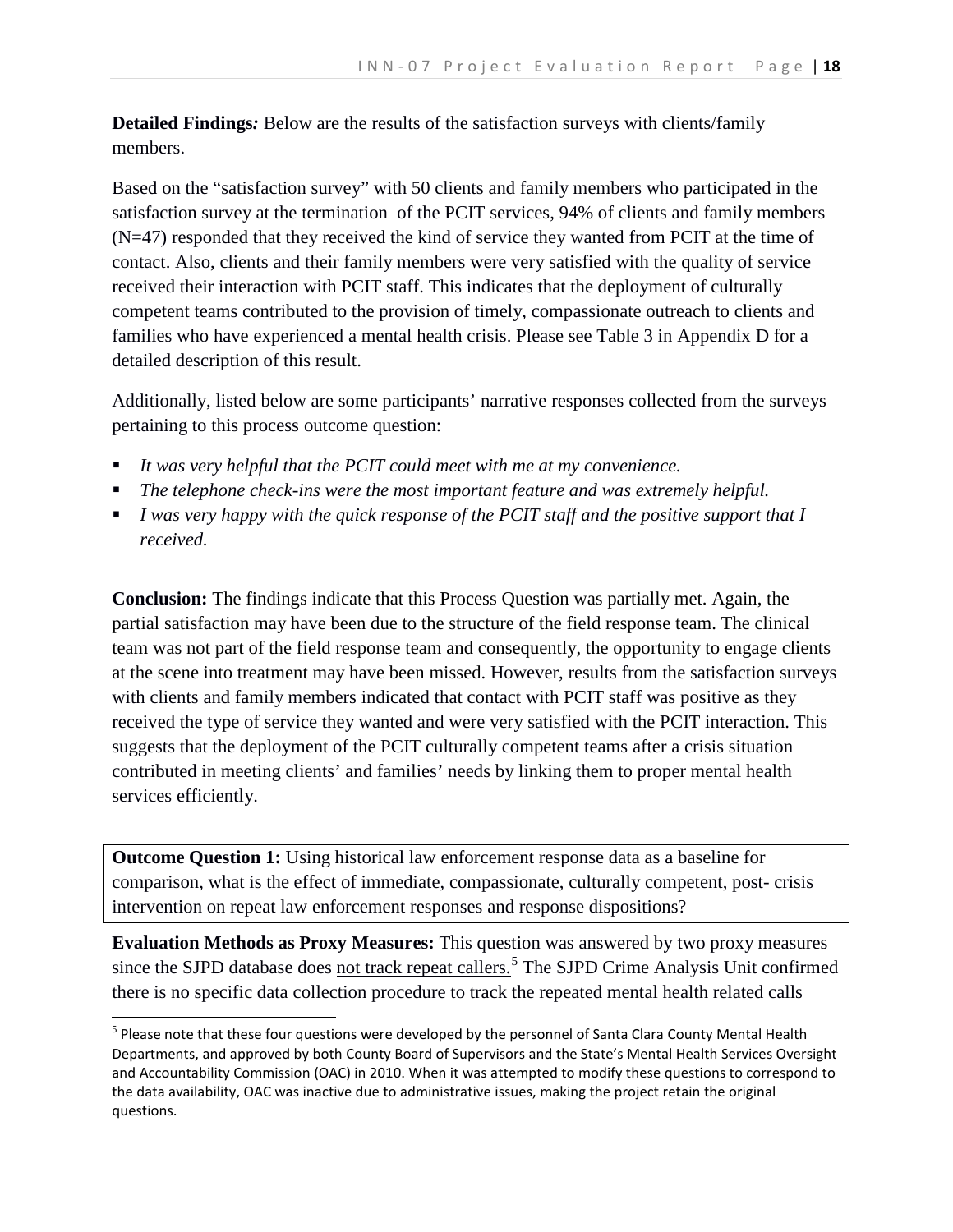**Detailed Findings*:*** Below are the results of the satisfaction surveys with clients/family members.

Based on the "satisfaction survey" with 50 clients and family members who participated in the satisfaction survey at the termination of the PCIT services, 94% of clients and family members (N=47) responded that they received the kind of service they wanted from PCIT at the time of contact. Also, clients and their family members were very satisfied with the quality of service received their interaction with PCIT staff. This indicates that the deployment of culturally competent teams contributed to the provision of timely, compassionate outreach to clients and families who have experienced a mental health crisis. Please see Table 3 in Appendix D for a detailed description of this result.

Additionally, listed below are some participants' narrative responses collected from the surveys pertaining to this process outcome question:

- *It was very helpful that the PCIT could meet with me at my convenience.*
- *The telephone check-ins were the most important feature and was extremely helpful.*
- *I was very happy with the quick response of the PCIT staff and the positive support that I received.*

**Conclusion:** The findings indicate that this Process Question was partially met. Again, the partial satisfaction may have been due to the structure of the field response team. The clinical team was not part of the field response team and consequently, the opportunity to engage clients at the scene into treatment may have been missed. However, results from the satisfaction surveys with clients and family members indicated that contact with PCIT staff was positive as they received the type of service they wanted and were very satisfied with the PCIT interaction. This suggests that the deployment of the PCIT culturally competent teams after a crisis situation contributed in meeting clients' and families' needs by linking them to proper mental health services efficiently.

**Outcome Question 1:** Using historical law enforcement response data as a baseline for comparison, what is the effect of immediate, compassionate, culturally competent, post- crisis intervention on repeat law enforcement responses and response dispositions?

**Evaluation Methods as Proxy Measures:** This question was answered by two proxy measures since the SJPD database does not track repeat callers.[5] The SJPD Crime Analysis Unit confirmed there is no specific data collection procedure to track the repeated mental health related calls

[5] Please note that these four questions were developed by the personnel of Santa Clara County Mental Health Departments, and approved by both County Board of Supervisors and the State's Mental Health Services Oversight and Accountability Commission (OAC) in 2010. When it was attempted to modify these questions to correspond to the data availability, OAC was inactive due to administrative issues, making the project retain the original questions.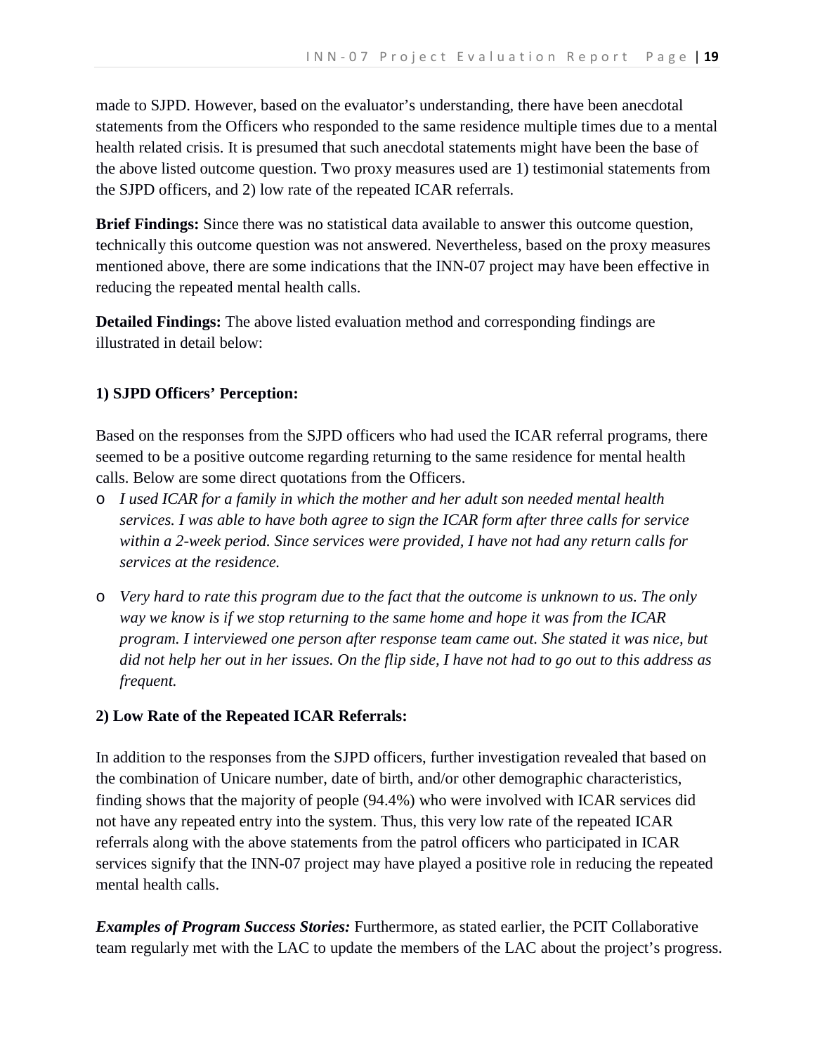made to SJPD. However, based on the evaluator's understanding, there have been anecdotal statements from the Officers who responded to the same residence multiple times due to a mental health related crisis. It is presumed that such anecdotal statements might have been the base of the above listed outcome question. Two proxy measures used are 1) testimonial statements from the SJPD officers, and 2) low rate of the repeated ICAR referrals.

**Brief Findings:** Since there was no statistical data available to answer this outcome question, technically this outcome question was not answered. Nevertheless, based on the proxy measures mentioned above, there are some indications that the INN-07 project may have been effective in reducing the repeated mental health calls.

**Detailed Findings:** The above listed evaluation method and corresponding findings are illustrated in detail below:

**1) SJPD Officers' Perception:**

Based on the responses from the SJPD officers who had used the ICAR referral programs, there seemed to be a positive outcome regarding returning to the same residence for mental health calls. Below are some direct quotations from the Officers.

- *I used ICAR for a family in which the mother and her adult son needed mental health services. I was able to have both agree to sign the ICAR form after three calls for service within a 2-week period. Since services were provided, I have not had any return calls for services at the residence.*
- *Very hard to rate this program due to the fact that the outcome is unknown to us. The only way we know is if we stop returning to the same home and hope it was from the ICAR program. I interviewed one person after response team came out. She stated it was nice, but did not help her out in her issues. On the flip side, I have not had to go out to this address as frequent.*

**2) Low Rate of the Repeated ICAR Referrals:**

In addition to the responses from the SJPD officers, further investigation revealed that based on the combination of Unicare number, date of birth, and/or other demographic characteristics, finding shows that the majority of people (94.4%) who were involved with ICAR services did not have any repeated entry into the system. Thus, this very low rate of the repeated ICAR referrals along with the above statements from the patrol officers who participated in ICAR services signify that the INN-07 project may have played a positive role in reducing the repeated mental health calls.

***Examples of Program Success Stories:*** Furthermore, as stated earlier, the PCIT Collaborative team regularly met with the LAC to update the members of the LAC about the project's progress.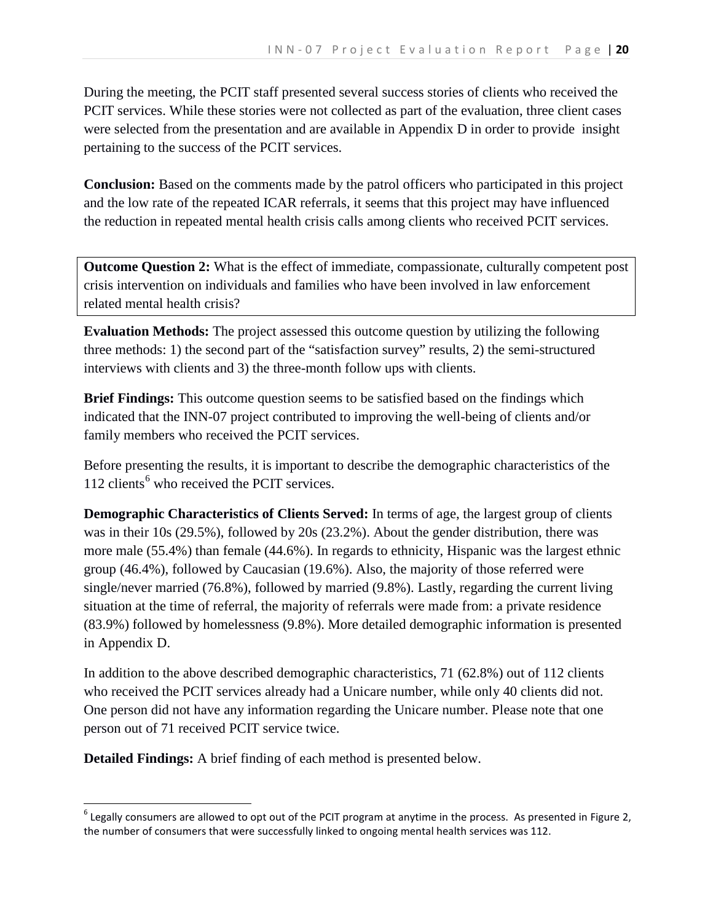During the meeting, the PCIT staff presented several success stories of clients who received the PCIT services. While these stories were not collected as part of the evaluation, three client cases were selected from the presentation and are available in Appendix D in order to provide insight pertaining to the success of the PCIT services.

**Conclusion:** Based on the comments made by the patrol officers who participated in this project and the low rate of the repeated ICAR referrals, it seems that this project may have influenced the reduction in repeated mental health crisis calls among clients who received PCIT services.

**Outcome Question 2:** What is the effect of immediate, compassionate, culturally competent post crisis intervention on individuals and families who have been involved in law enforcement related mental health crisis?

**Evaluation Methods:** The project assessed this outcome question by utilizing the following three methods: 1) the second part of the "satisfaction survey" results, 2) the semi-structured interviews with clients and 3) the three-month follow ups with clients.

**Brief Findings:** This outcome question seems to be satisfied based on the findings which indicated that the INN-07 project contributed to improving the well-being of clients and/or family members who received the PCIT services.

Before presenting the results, it is important to describe the demographic characteristics of the 112 clients[6] who received the PCIT services.

**Demographic Characteristics of Clients Served:** In terms of age, the largest group of clients was in their 10s (29.5%), followed by 20s (23.2%). About the gender distribution, there was more male (55.4%) than female (44.6%). In regards to ethnicity, Hispanic was the largest ethnic group (46.4%), followed by Caucasian (19.6%). Also, the majority of those referred were single/never married (76.8%), followed by married (9.8%). Lastly, regarding the current living situation at the time of referral, the majority of referrals were made from: a private residence (83.9%) followed by homelessness (9.8%). More detailed demographic information is presented in Appendix D.

In addition to the above described demographic characteristics, 71 (62.8%) out of 112 clients who received the PCIT services already had a Unicare number, while only 40 clients did not. One person did not have any information regarding the Unicare number. Please note that one person out of 71 received PCIT service twice.

**Detailed Findings:** A brief finding of each method is presented below.

---

[6] Legally consumers are allowed to opt out of the PCIT program at anytime in the process. As presented in Figure 2, the number of consumers that were successfully linked to ongoing mental health services was 112.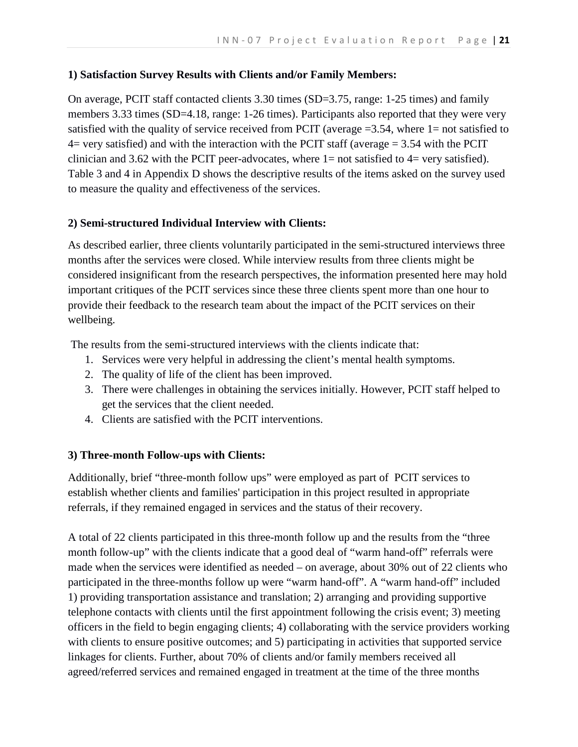**1) Satisfaction Survey Results with Clients and/or Family Members:**

On average, PCIT staff contacted clients 3.30 times (SD=3.75, range: 1-25 times) and family members 3.33 times (SD=4.18, range: 1-26 times). Participants also reported that they were very satisfied with the quality of service received from PCIT (average =3.54, where 1= not satisfied to 4= very satisfied) and with the interaction with the PCIT staff (average = 3.54 with the PCIT clinician and 3.62 with the PCIT peer-advocates, where 1= not satisfied to 4= very satisfied). Table 3 and 4 in Appendix D shows the descriptive results of the items asked on the survey used to measure the quality and effectiveness of the services.

**2) Semi-structured Individual Interview with Clients:**

As described earlier, three clients voluntarily participated in the semi-structured interviews three months after the services were closed. While interview results from three clients might be considered insignificant from the research perspectives, the information presented here may hold important critiques of the PCIT services since these three clients spent more than one hour to provide their feedback to the research team about the impact of the PCIT services on their wellbeing.

The results from the semi-structured interviews with the clients indicate that:

1. Services were very helpful in addressing the client's mental health symptoms.
2. The quality of life of the client has been improved.
3. There were challenges in obtaining the services initially. However, PCIT staff helped to get the services that the client needed.
4. Clients are satisfied with the PCIT interventions.

**3) Three-month Follow-ups with Clients:**

Additionally, brief "three-month follow ups" were employed as part of PCIT services to establish whether clients and families' participation in this project resulted in appropriate referrals, if they remained engaged in services and the status of their recovery.

A total of 22 clients participated in this three-month follow up and the results from the "three month follow-up" with the clients indicate that a good deal of "warm hand-off" referrals were made when the services were identified as needed – on average, about 30% out of 22 clients who participated in the three-months follow up were "warm hand-off". A "warm hand-off" included 1) providing transportation assistance and translation; 2) arranging and providing supportive telephone contacts with clients until the first appointment following the crisis event; 3) meeting officers in the field to begin engaging clients; 4) collaborating with the service providers working with clients to ensure positive outcomes; and 5) participating in activities that supported service linkages for clients. Further, about 70% of clients and/or family members received all agreed/referred services and remained engaged in treatment at the time of the three months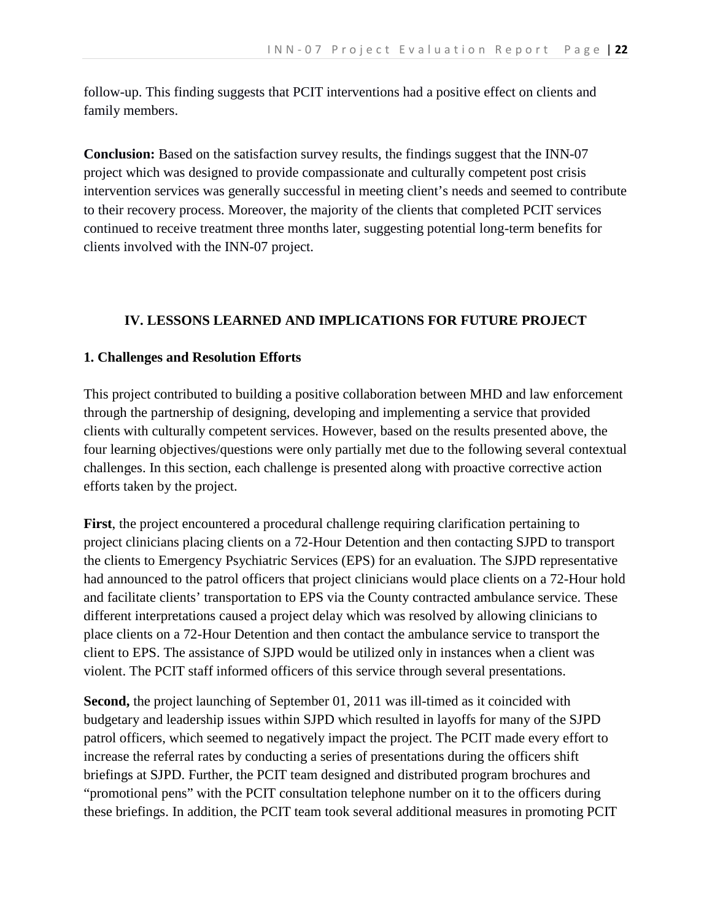follow-up. This finding suggests that PCIT interventions had a positive effect on clients and family members.

**Conclusion:** Based on the satisfaction survey results, the findings suggest that the INN-07 project which was designed to provide compassionate and culturally competent post crisis intervention services was generally successful in meeting client's needs and seemed to contribute to their recovery process. Moreover, the majority of the clients that completed PCIT services continued to receive treatment three months later, suggesting potential long-term benefits for clients involved with the INN-07 project.

## IV. LESSONS LEARNED AND IMPLICATIONS FOR FUTURE PROJECT

### 1. Challenges and Resolution Efforts

This project contributed to building a positive collaboration between MHD and law enforcement through the partnership of designing, developing and implementing a service that provided clients with culturally competent services. However, based on the results presented above, the four learning objectives/questions were only partially met due to the following several contextual challenges. In this section, each challenge is presented along with proactive corrective action efforts taken by the project.

**First**, the project encountered a procedural challenge requiring clarification pertaining to project clinicians placing clients on a 72-Hour Detention and then contacting SJPD to transport the clients to Emergency Psychiatric Services (EPS) for an evaluation. The SJPD representative had announced to the patrol officers that project clinicians would place clients on a 72-Hour hold and facilitate clients' transportation to EPS via the County contracted ambulance service. These different interpretations caused a project delay which was resolved by allowing clinicians to place clients on a 72-Hour Detention and then contact the ambulance service to transport the client to EPS. The assistance of SJPD would be utilized only in instances when a client was violent. The PCIT staff informed officers of this service through several presentations.

**Second,** the project launching of September 01, 2011 was ill-timed as it coincided with budgetary and leadership issues within SJPD which resulted in layoffs for many of the SJPD patrol officers, which seemed to negatively impact the project. The PCIT made every effort to increase the referral rates by conducting a series of presentations during the officers shift briefings at SJPD. Further, the PCIT team designed and distributed program brochures and "promotional pens" with the PCIT consultation telephone number on it to the officers during these briefings. In addition, the PCIT team took several additional measures in promoting PCIT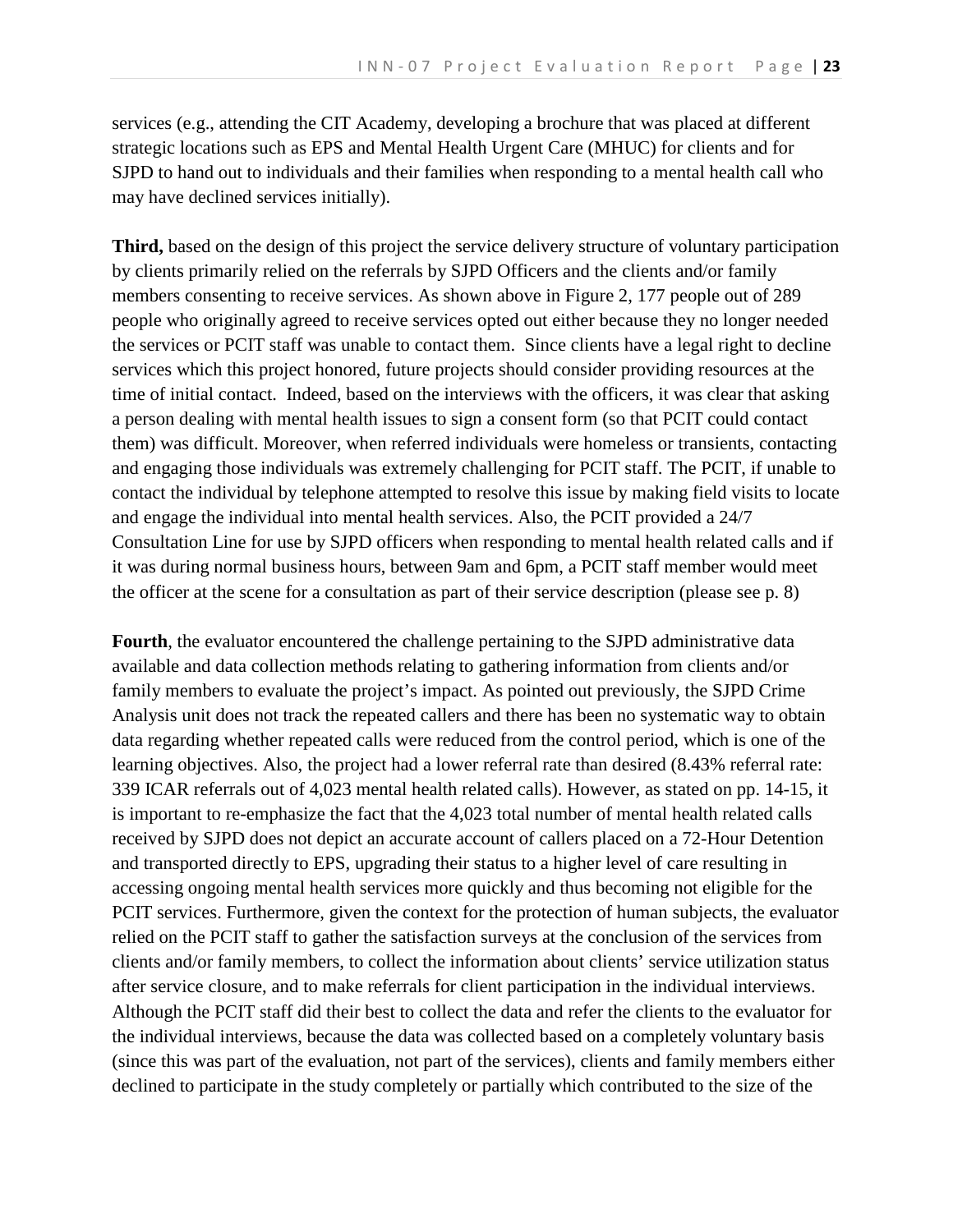services (e.g., attending the CIT Academy, developing a brochure that was placed at different strategic locations such as EPS and Mental Health Urgent Care (MHUC) for clients and for SJPD to hand out to individuals and their families when responding to a mental health call who may have declined services initially).

**Third,** based on the design of this project the service delivery structure of voluntary participation by clients primarily relied on the referrals by SJPD Officers and the clients and/or family members consenting to receive services. As shown above in Figure 2, 177 people out of 289 people who originally agreed to receive services opted out either because they no longer needed the services or PCIT staff was unable to contact them. Since clients have a legal right to decline services which this project honored, future projects should consider providing resources at the time of initial contact. Indeed, based on the interviews with the officers, it was clear that asking a person dealing with mental health issues to sign a consent form (so that PCIT could contact them) was difficult. Moreover, when referred individuals were homeless or transients, contacting and engaging those individuals was extremely challenging for PCIT staff. The PCIT, if unable to contact the individual by telephone attempted to resolve this issue by making field visits to locate and engage the individual into mental health services. Also, the PCIT provided a 24/7 Consultation Line for use by SJPD officers when responding to mental health related calls and if it was during normal business hours, between 9am and 6pm, a PCIT staff member would meet the officer at the scene for a consultation as part of their service description (please see p. 8)

**Fourth**, the evaluator encountered the challenge pertaining to the SJPD administrative data available and data collection methods relating to gathering information from clients and/or family members to evaluate the project's impact. As pointed out previously, the SJPD Crime Analysis unit does not track the repeated callers and there has been no systematic way to obtain data regarding whether repeated calls were reduced from the control period, which is one of the learning objectives. Also, the project had a lower referral rate than desired (8.43% referral rate: 339 ICAR referrals out of 4,023 mental health related calls). However, as stated on pp. 14-15, it is important to re-emphasize the fact that the 4,023 total number of mental health related calls received by SJPD does not depict an accurate account of callers placed on a 72-Hour Detention and transported directly to EPS, upgrading their status to a higher level of care resulting in accessing ongoing mental health services more quickly and thus becoming not eligible for the PCIT services. Furthermore, given the context for the protection of human subjects, the evaluator relied on the PCIT staff to gather the satisfaction surveys at the conclusion of the services from clients and/or family members, to collect the information about clients' service utilization status after service closure, and to make referrals for client participation in the individual interviews. Although the PCIT staff did their best to collect the data and refer the clients to the evaluator for the individual interviews, because the data was collected based on a completely voluntary basis (since this was part of the evaluation, not part of the services), clients and family members either declined to participate in the study completely or partially which contributed to the size of the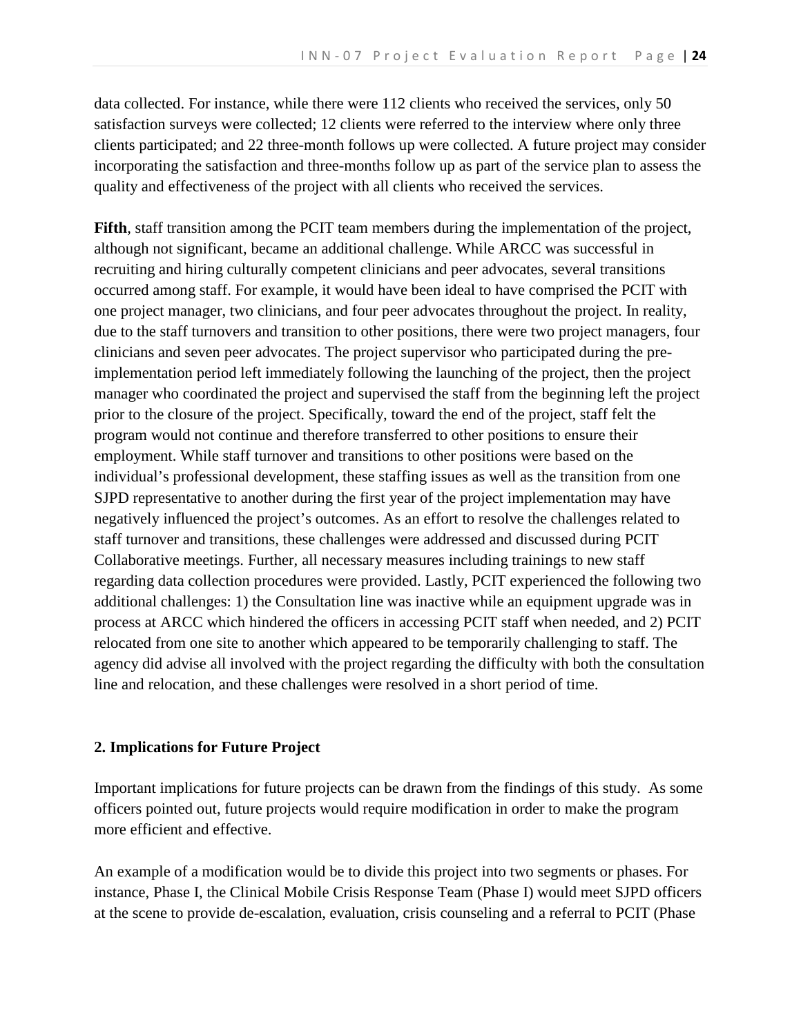data collected. For instance, while there were 112 clients who received the services, only 50 satisfaction surveys were collected; 12 clients were referred to the interview where only three clients participated; and 22 three-month follows up were collected. A future project may consider incorporating the satisfaction and three-months follow up as part of the service plan to assess the quality and effectiveness of the project with all clients who received the services.

**Fifth**, staff transition among the PCIT team members during the implementation of the project, although not significant, became an additional challenge. While ARCC was successful in recruiting and hiring culturally competent clinicians and peer advocates, several transitions occurred among staff. For example, it would have been ideal to have comprised the PCIT with one project manager, two clinicians, and four peer advocates throughout the project. In reality, due to the staff turnovers and transition to other positions, there were two project managers, four clinicians and seven peer advocates. The project supervisor who participated during the pre-implementation period left immediately following the launching of the project, then the project manager who coordinated the project and supervised the staff from the beginning left the project prior to the closure of the project. Specifically, toward the end of the project, staff felt the program would not continue and therefore transferred to other positions to ensure their employment. While staff turnover and transitions to other positions were based on the individual's professional development, these staffing issues as well as the transition from one SJPD representative to another during the first year of the project implementation may have negatively influenced the project's outcomes. As an effort to resolve the challenges related to staff turnover and transitions, these challenges were addressed and discussed during PCIT Collaborative meetings. Further, all necessary measures including trainings to new staff regarding data collection procedures were provided. Lastly, PCIT experienced the following two additional challenges: 1) the Consultation line was inactive while an equipment upgrade was in process at ARCC which hindered the officers in accessing PCIT staff when needed, and 2) PCIT relocated from one site to another which appeared to be temporarily challenging to staff. The agency did advise all involved with the project regarding the difficulty with both the consultation line and relocation, and these challenges were resolved in a short period of time.

## 2. Implications for Future Project

Important implications for future projects can be drawn from the findings of this study. As some officers pointed out, future projects would require modification in order to make the program more efficient and effective.

An example of a modification would be to divide this project into two segments or phases. For instance, Phase I, the Clinical Mobile Crisis Response Team (Phase I) would meet SJPD officers at the scene to provide de-escalation, evaluation, crisis counseling and a referral to PCIT (Phase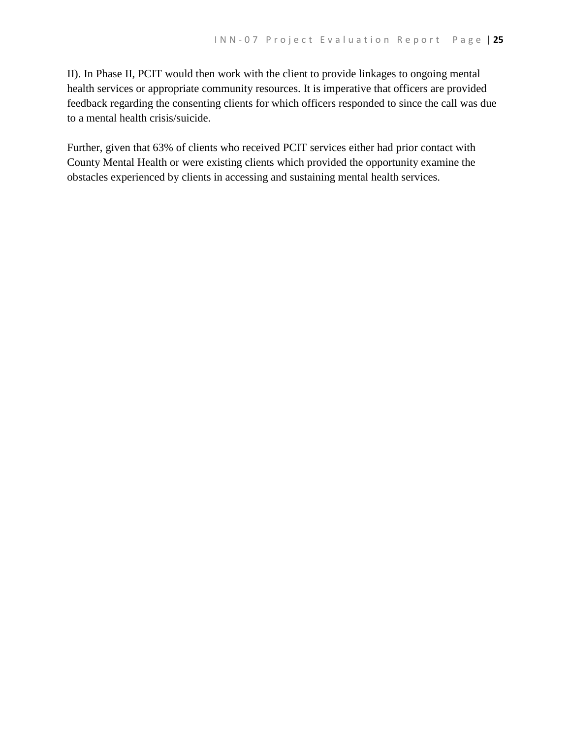II). In Phase II, PCIT would then work with the client to provide linkages to ongoing mental health services or appropriate community resources. It is imperative that officers are provided feedback regarding the consenting clients for which officers responded to since the call was due to a mental health crisis/suicide.

Further, given that 63% of clients who received PCIT services either had prior contact with County Mental Health or were existing clients which provided the opportunity examine the obstacles experienced by clients in accessing and sustaining mental health services.